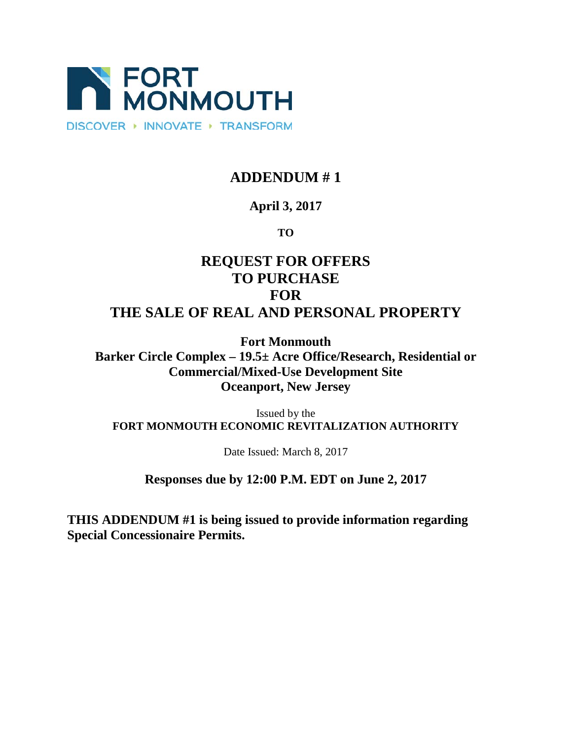FORT MONMOUTH

DISCOVER ▸ INNOVATE ▸ TRANSFORM

# ADDENDUM # 1

**April 3, 2017**

**TO**

# REQUEST FOR OFFERS TO PURCHASE FOR THE SALE OF REAL AND PERSONAL PROPERTY

**Fort Monmouth**
**Barker Circle Complex – 19.5± Acre Office/Research, Residential or Commercial/Mixed-Use Development Site**
**Oceanport, New Jersey**

Issued by the
**FORT MONMOUTH ECONOMIC REVITALIZATION AUTHORITY**

Date Issued: March 8, 2017

**Responses due by 12:00 P.M. EDT on June 2, 2017**

**THIS ADDENDUM #1 is being issued to provide information regarding Special Concessionaire Permits.**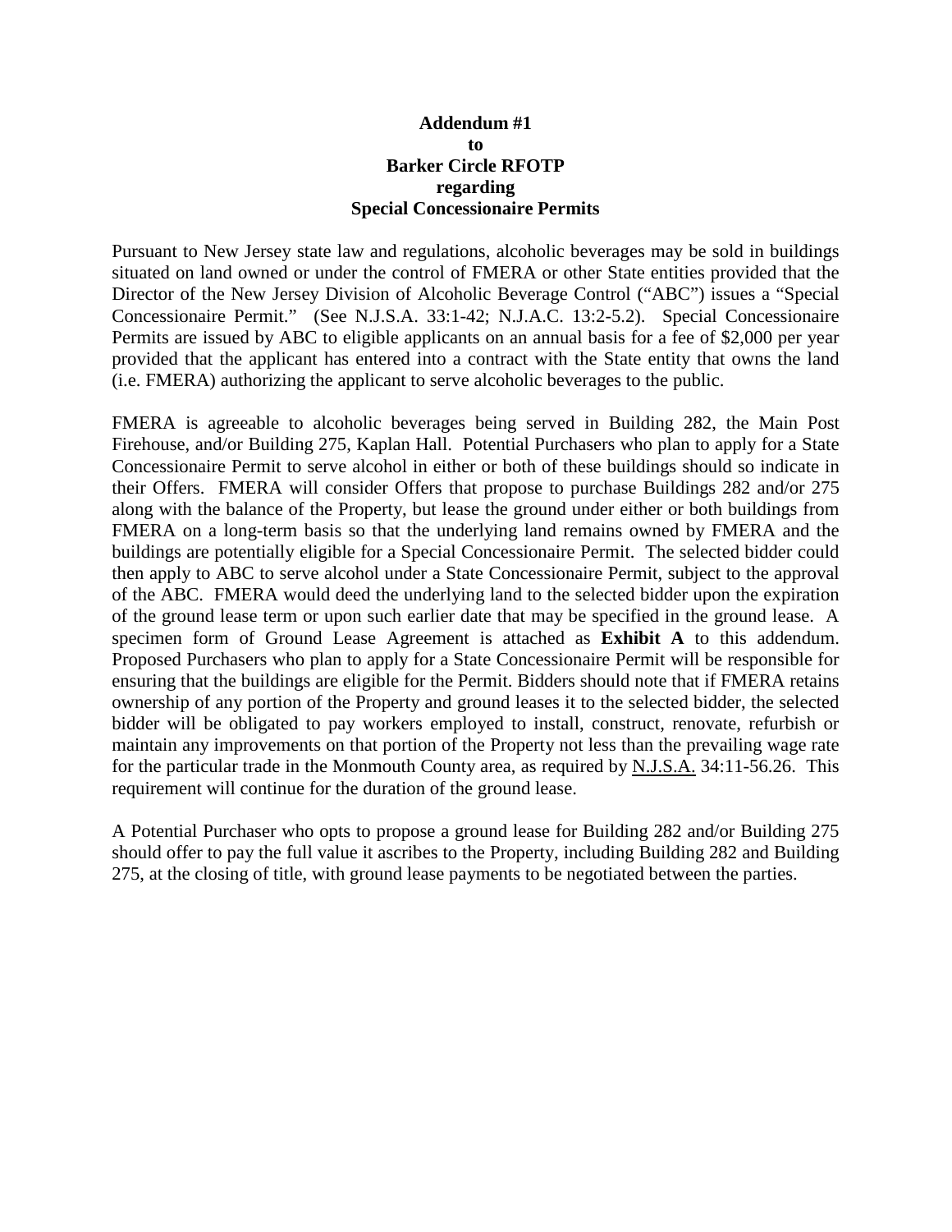**Addendum #1**
**to**
**Barker Circle RFOTP**
**regarding**
**Special Concessionaire Permits**

Pursuant to New Jersey state law and regulations, alcoholic beverages may be sold in buildings situated on land owned or under the control of FMERA or other State entities provided that the Director of the New Jersey Division of Alcoholic Beverage Control ("ABC") issues a "Special Concessionaire Permit." (See N.J.S.A. 33:1-42; N.J.A.C. 13:2-5.2). Special Concessionaire Permits are issued by ABC to eligible applicants on an annual basis for a fee of $2,000 per year provided that the applicant has entered into a contract with the State entity that owns the land (i.e. FMERA) authorizing the applicant to serve alcoholic beverages to the public.

FMERA is agreeable to alcoholic beverages being served in Building 282, the Main Post Firehouse, and/or Building 275, Kaplan Hall. Potential Purchasers who plan to apply for a State Concessionaire Permit to serve alcohol in either or both of these buildings should so indicate in their Offers. FMERA will consider Offers that propose to purchase Buildings 282 and/or 275 along with the balance of the Property, but lease the ground under either or both buildings from FMERA on a long-term basis so that the underlying land remains owned by FMERA and the buildings are potentially eligible for a Special Concessionaire Permit. The selected bidder could then apply to ABC to serve alcohol under a State Concessionaire Permit, subject to the approval of the ABC. FMERA would deed the underlying land to the selected bidder upon the expiration of the ground lease term or upon such earlier date that may be specified in the ground lease. A specimen form of Ground Lease Agreement is attached as **Exhibit A** to this addendum. Proposed Purchasers who plan to apply for a State Concessionaire Permit will be responsible for ensuring that the buildings are eligible for the Permit. Bidders should note that if FMERA retains ownership of any portion of the Property and ground leases it to the selected bidder, the selected bidder will be obligated to pay workers employed to install, construct, renovate, refurbish or maintain any improvements on that portion of the Property not less than the prevailing wage rate for the particular trade in the Monmouth County area, as required by N.J.S.A. 34:11-56.26. This requirement will continue for the duration of the ground lease.

A Potential Purchaser who opts to propose a ground lease for Building 282 and/or Building 275 should offer to pay the full value it ascribes to the Property, including Building 282 and Building 275, at the closing of title, with ground lease payments to be negotiated between the parties.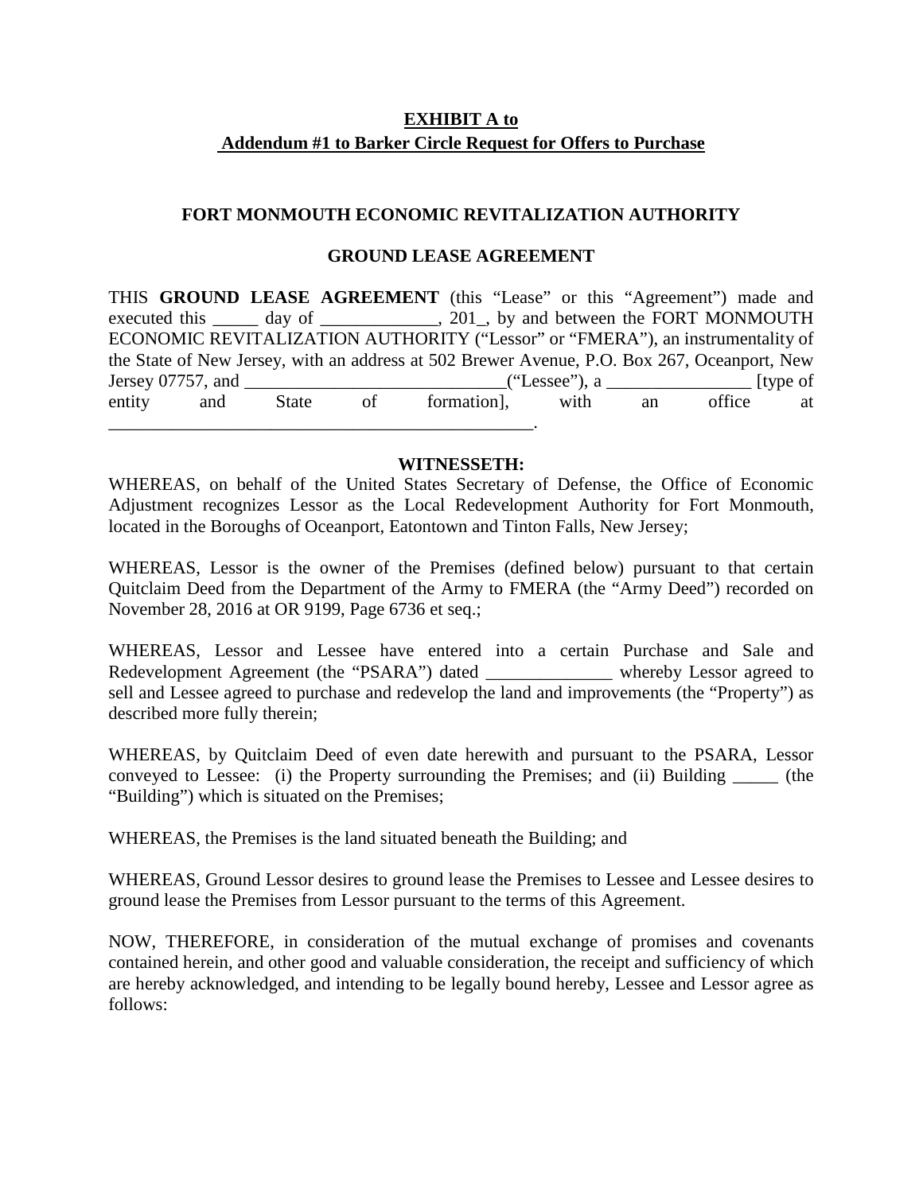**EXHIBIT A to**
**Addendum #1 to Barker Circle Request for Offers to Purchase**

**FORT MONMOUTH ECONOMIC REVITALIZATION AUTHORITY**

**GROUND LEASE AGREEMENT**

THIS **GROUND LEASE AGREEMENT** (this "Lease" or this "Agreement") made and executed this _____ day of _____________, 201_, by and between the FORT MONMOUTH ECONOMIC REVITALIZATION AUTHORITY ("Lessor" or "FMERA"), an instrumentality of the State of New Jersey, with an address at 502 Brewer Avenue, P.O. Box 267, Oceanport, New Jersey 07757, and _____________________________("Lessee"), a ________________ [type of entity and State of formation], with an office at ________________________________________________.

**WITNESSETH:**

WHEREAS, on behalf of the United States Secretary of Defense, the Office of Economic Adjustment recognizes Lessor as the Local Redevelopment Authority for Fort Monmouth, located in the Boroughs of Oceanport, Eatontown and Tinton Falls, New Jersey;

WHEREAS, Lessor is the owner of the Premises (defined below) pursuant to that certain Quitclaim Deed from the Department of the Army to FMERA (the "Army Deed") recorded on November 28, 2016 at OR 9199, Page 6736 et seq.;

WHEREAS, Lessor and Lessee have entered into a certain Purchase and Sale and Redevelopment Agreement (the "PSARA") dated ______________ whereby Lessor agreed to sell and Lessee agreed to purchase and redevelop the land and improvements (the "Property") as described more fully therein;

WHEREAS, by Quitclaim Deed of even date herewith and pursuant to the PSARA, Lessor conveyed to Lessee: (i) the Property surrounding the Premises; and (ii) Building _____ (the "Building") which is situated on the Premises;

WHEREAS, the Premises is the land situated beneath the Building; and

WHEREAS, Ground Lessor desires to ground lease the Premises to Lessee and Lessee desires to ground lease the Premises from Lessor pursuant to the terms of this Agreement.

NOW, THEREFORE, in consideration of the mutual exchange of promises and covenants contained herein, and other good and valuable consideration, the receipt and sufficiency of which are hereby acknowledged, and intending to be legally bound hereby, Lessee and Lessor agree as follows: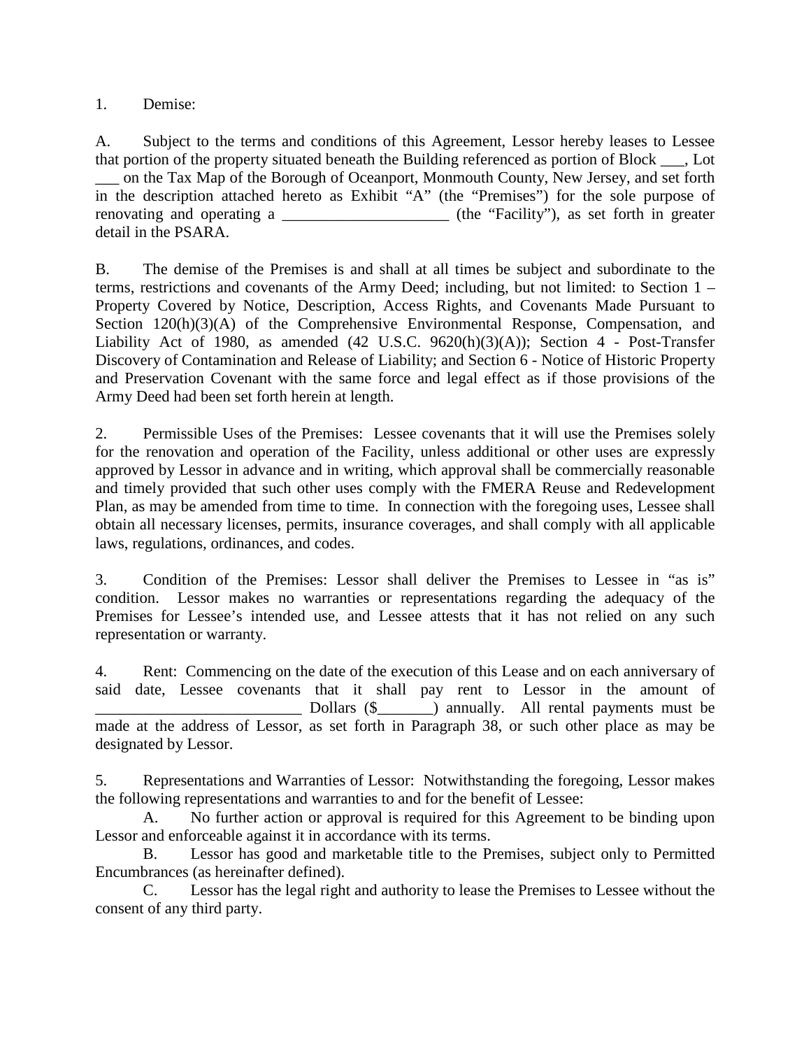1. Demise:

A. Subject to the terms and conditions of this Agreement, Lessor hereby leases to Lessee that portion of the property situated beneath the Building referenced as portion of Block ___, Lot ___ on the Tax Map of the Borough of Oceanport, Monmouth County, New Jersey, and set forth in the description attached hereto as Exhibit "A" (the "Premises") for the sole purpose of renovating and operating a _____________________ (the "Facility"), as set forth in greater detail in the PSARA.

B. The demise of the Premises is and shall at all times be subject and subordinate to the terms, restrictions and covenants of the Army Deed; including, but not limited: to Section 1 – Property Covered by Notice, Description, Access Rights, and Covenants Made Pursuant to Section 120(h)(3)(A) of the Comprehensive Environmental Response, Compensation, and Liability Act of 1980, as amended (42 U.S.C. 9620(h)(3)(A)); Section 4 - Post-Transfer Discovery of Contamination and Release of Liability; and Section 6 - Notice of Historic Property and Preservation Covenant with the same force and legal effect as if those provisions of the Army Deed had been set forth herein at length.

2. Permissible Uses of the Premises: Lessee covenants that it will use the Premises solely for the renovation and operation of the Facility, unless additional or other uses are expressly approved by Lessor in advance and in writing, which approval shall be commercially reasonable and timely provided that such other uses comply with the FMERA Reuse and Redevelopment Plan, as may be amended from time to time. In connection with the foregoing uses, Lessee shall obtain all necessary licenses, permits, insurance coverages, and shall comply with all applicable laws, regulations, ordinances, and codes.

3. Condition of the Premises: Lessor shall deliver the Premises to Lessee in "as is" condition. Lessor makes no warranties or representations regarding the adequacy of the Premises for Lessee's intended use, and Lessee attests that it has not relied on any such representation or warranty.

4. Rent: Commencing on the date of the execution of this Lease and on each anniversary of said date, Lessee covenants that it shall pay rent to Lessor in the amount of __________________________ Dollars ($_______) annually. All rental payments must be made at the address of Lessor, as set forth in Paragraph 38, or such other place as may be designated by Lessor.

5. Representations and Warranties of Lessor: Notwithstanding the foregoing, Lessor makes the following representations and warranties to and for the benefit of Lessee:

A. No further action or approval is required for this Agreement to be binding upon Lessor and enforceable against it in accordance with its terms.

B. Lessor has good and marketable title to the Premises, subject only to Permitted Encumbrances (as hereinafter defined).

C. Lessor has the legal right and authority to lease the Premises to Lessee without the consent of any third party.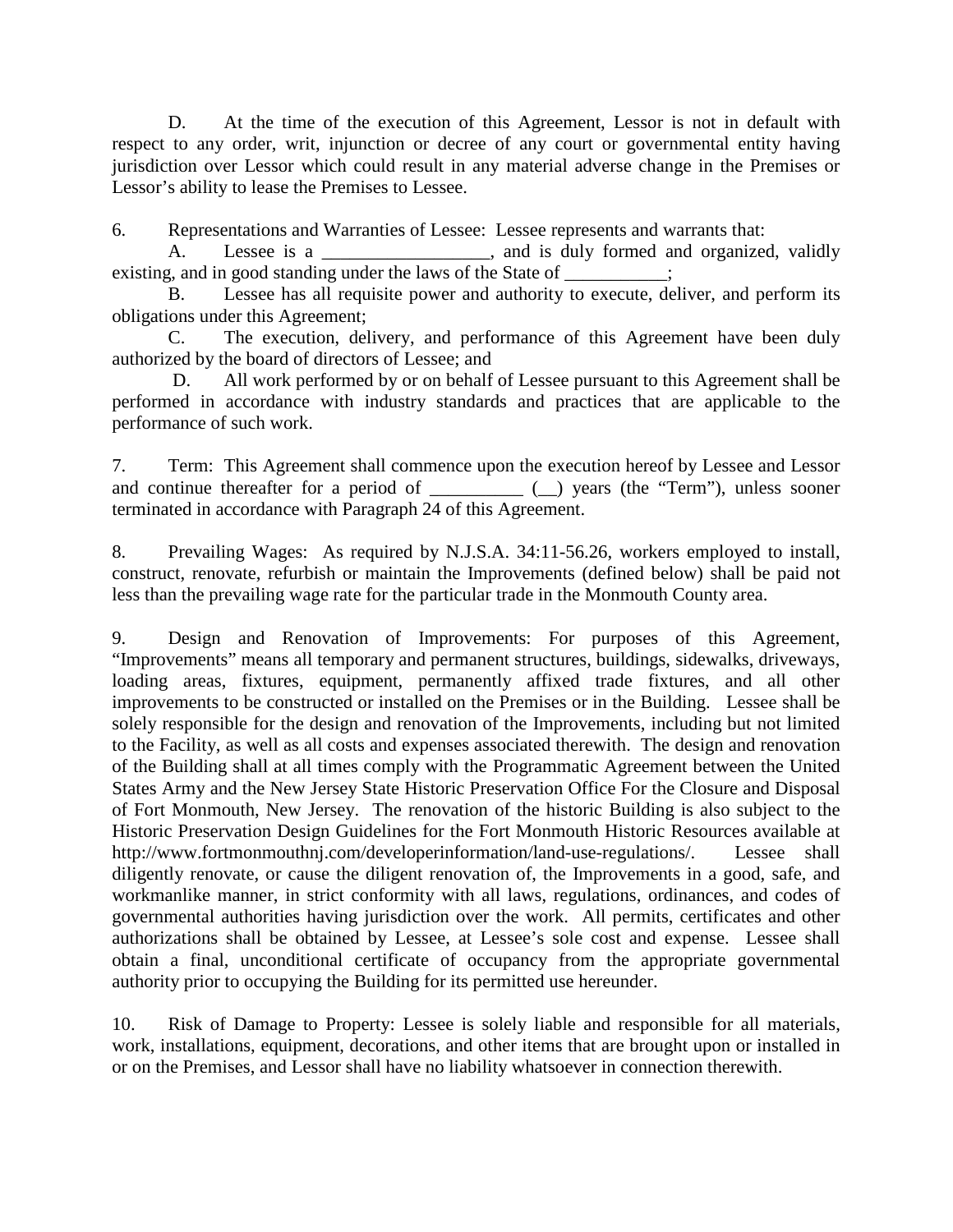D. At the time of the execution of this Agreement, Lessor is not in default with respect to any order, writ, injunction or decree of any court or governmental entity having jurisdiction over Lessor which could result in any material adverse change in the Premises or Lessor's ability to lease the Premises to Lessee.

6. Representations and Warranties of Lessee: Lessee represents and warrants that:

A. Lessee is a __________________, and is duly formed and organized, validly existing, and in good standing under the laws of the State of ___________;

B. Lessee has all requisite power and authority to execute, deliver, and perform its obligations under this Agreement;

C. The execution, delivery, and performance of this Agreement have been duly authorized by the board of directors of Lessee; and

D. All work performed by or on behalf of Lessee pursuant to this Agreement shall be performed in accordance with industry standards and practices that are applicable to the performance of such work.

7. Term: This Agreement shall commence upon the execution hereof by Lessee and Lessor and continue thereafter for a period of __________ (__) years (the "Term"), unless sooner terminated in accordance with Paragraph 24 of this Agreement.

8. Prevailing Wages: As required by N.J.S.A. 34:11-56.26, workers employed to install, construct, renovate, refurbish or maintain the Improvements (defined below) shall be paid not less than the prevailing wage rate for the particular trade in the Monmouth County area.

9. Design and Renovation of Improvements: For purposes of this Agreement, "Improvements" means all temporary and permanent structures, buildings, sidewalks, driveways, loading areas, fixtures, equipment, permanently affixed trade fixtures, and all other improvements to be constructed or installed on the Premises or in the Building. Lessee shall be solely responsible for the design and renovation of the Improvements, including but not limited to the Facility, as well as all costs and expenses associated therewith. The design and renovation of the Building shall at all times comply with the Programmatic Agreement between the United States Army and the New Jersey State Historic Preservation Office For the Closure and Disposal of Fort Monmouth, New Jersey. The renovation of the historic Building is also subject to the Historic Preservation Design Guidelines for the Fort Monmouth Historic Resources available at http://www.fortmonmouthnj.com/developerinformation/land-use-regulations/. Lessee shall diligently renovate, or cause the diligent renovation of, the Improvements in a good, safe, and workmanlike manner, in strict conformity with all laws, regulations, ordinances, and codes of governmental authorities having jurisdiction over the work. All permits, certificates and other authorizations shall be obtained by Lessee, at Lessee's sole cost and expense. Lessee shall obtain a final, unconditional certificate of occupancy from the appropriate governmental authority prior to occupying the Building for its permitted use hereunder.

10. Risk of Damage to Property: Lessee is solely liable and responsible for all materials, work, installations, equipment, decorations, and other items that are brought upon or installed in or on the Premises, and Lessor shall have no liability whatsoever in connection therewith.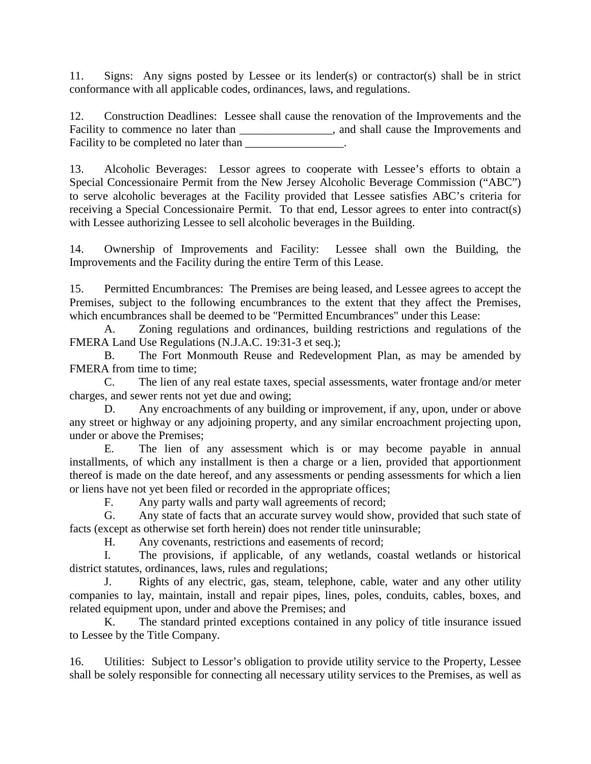11. Signs: Any signs posted by Lessee or its lender(s) or contractor(s) shall be in strict conformance with all applicable codes, ordinances, laws, and regulations.

12. Construction Deadlines: Lessee shall cause the renovation of the Improvements and the Facility to commence no later than ________________, and shall cause the Improvements and Facility to be completed no later than _________________.

13. Alcoholic Beverages: Lessor agrees to cooperate with Lessee's efforts to obtain a Special Concessionaire Permit from the New Jersey Alcoholic Beverage Commission ("ABC") to serve alcoholic beverages at the Facility provided that Lessee satisfies ABC's criteria for receiving a Special Concessionaire Permit. To that end, Lessor agrees to enter into contract(s) with Lessee authorizing Lessee to sell alcoholic beverages in the Building.

14. Ownership of Improvements and Facility: Lessee shall own the Building, the Improvements and the Facility during the entire Term of this Lease.

15. Permitted Encumbrances: The Premises are being leased, and Lessee agrees to accept the Premises, subject to the following encumbrances to the extent that they affect the Premises, which encumbrances shall be deemed to be "Permitted Encumbrances" under this Lease:

A. Zoning regulations and ordinances, building restrictions and regulations of the FMERA Land Use Regulations (N.J.A.C. 19:31-3 et seq.);

B. The Fort Monmouth Reuse and Redevelopment Plan, as may be amended by FMERA from time to time;

C. The lien of any real estate taxes, special assessments, water frontage and/or meter charges, and sewer rents not yet due and owing;

D. Any encroachments of any building or improvement, if any, upon, under or above any street or highway or any adjoining property, and any similar encroachment projecting upon, under or above the Premises;

E. The lien of any assessment which is or may become payable in annual installments, of which any installment is then a charge or a lien, provided that apportionment thereof is made on the date hereof, and any assessments or pending assessments for which a lien or liens have not yet been filed or recorded in the appropriate offices;

F. Any party walls and party wall agreements of record;

G. Any state of facts that an accurate survey would show, provided that such state of facts (except as otherwise set forth herein) does not render title uninsurable;

H. Any covenants, restrictions and easements of record;

I. The provisions, if applicable, of any wetlands, coastal wetlands or historical district statutes, ordinances, laws, rules and regulations;

J. Rights of any electric, gas, steam, telephone, cable, water and any other utility companies to lay, maintain, install and repair pipes, lines, poles, conduits, cables, boxes, and related equipment upon, under and above the Premises; and

K. The standard printed exceptions contained in any policy of title insurance issued to Lessee by the Title Company.

16. Utilities: Subject to Lessor's obligation to provide utility service to the Property, Lessee shall be solely responsible for connecting all necessary utility services to the Premises, as well as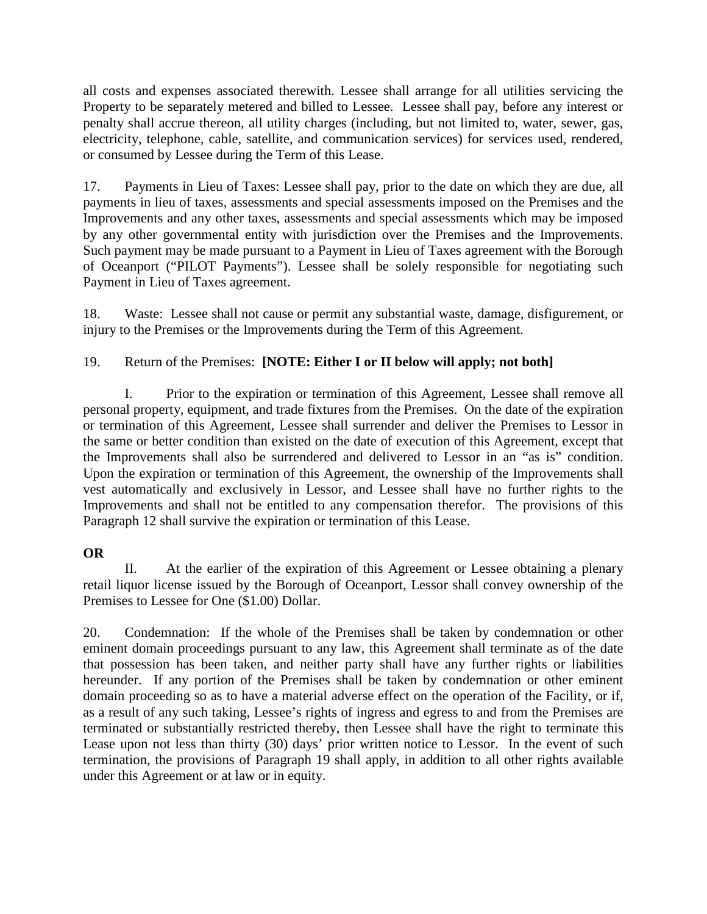all costs and expenses associated therewith. Lessee shall arrange for all utilities servicing the Property to be separately metered and billed to Lessee. Lessee shall pay, before any interest or penalty shall accrue thereon, all utility charges (including, but not limited to, water, sewer, gas, electricity, telephone, cable, satellite, and communication services) for services used, rendered, or consumed by Lessee during the Term of this Lease.

17. Payments in Lieu of Taxes: Lessee shall pay, prior to the date on which they are due, all payments in lieu of taxes, assessments and special assessments imposed on the Premises and the Improvements and any other taxes, assessments and special assessments which may be imposed by any other governmental entity with jurisdiction over the Premises and the Improvements. Such payment may be made pursuant to a Payment in Lieu of Taxes agreement with the Borough of Oceanport ("PILOT Payments"). Lessee shall be solely responsible for negotiating such Payment in Lieu of Taxes agreement.

18. Waste: Lessee shall not cause or permit any substantial waste, damage, disfigurement, or injury to the Premises or the Improvements during the Term of this Agreement.

19. Return of the Premises: **[NOTE: Either I or II below will apply; not both]**

I. Prior to the expiration or termination of this Agreement, Lessee shall remove all personal property, equipment, and trade fixtures from the Premises. On the date of the expiration or termination of this Agreement, Lessee shall surrender and deliver the Premises to Lessor in the same or better condition than existed on the date of execution of this Agreement, except that the Improvements shall also be surrendered and delivered to Lessor in an "as is" condition. Upon the expiration or termination of this Agreement, the ownership of the Improvements shall vest automatically and exclusively in Lessor, and Lessee shall have no further rights to the Improvements and shall not be entitled to any compensation therefor. The provisions of this Paragraph 12 shall survive the expiration or termination of this Lease.

**OR**

II. At the earlier of the expiration of this Agreement or Lessee obtaining a plenary retail liquor license issued by the Borough of Oceanport, Lessor shall convey ownership of the Premises to Lessee for One ($1.00) Dollar.

20. Condemnation: If the whole of the Premises shall be taken by condemnation or other eminent domain proceedings pursuant to any law, this Agreement shall terminate as of the date that possession has been taken, and neither party shall have any further rights or liabilities hereunder. If any portion of the Premises shall be taken by condemnation or other eminent domain proceeding so as to have a material adverse effect on the operation of the Facility, or if, as a result of any such taking, Lessee's rights of ingress and egress to and from the Premises are terminated or substantially restricted thereby, then Lessee shall have the right to terminate this Lease upon not less than thirty (30) days' prior written notice to Lessor. In the event of such termination, the provisions of Paragraph 19 shall apply, in addition to all other rights available under this Agreement or at law or in equity.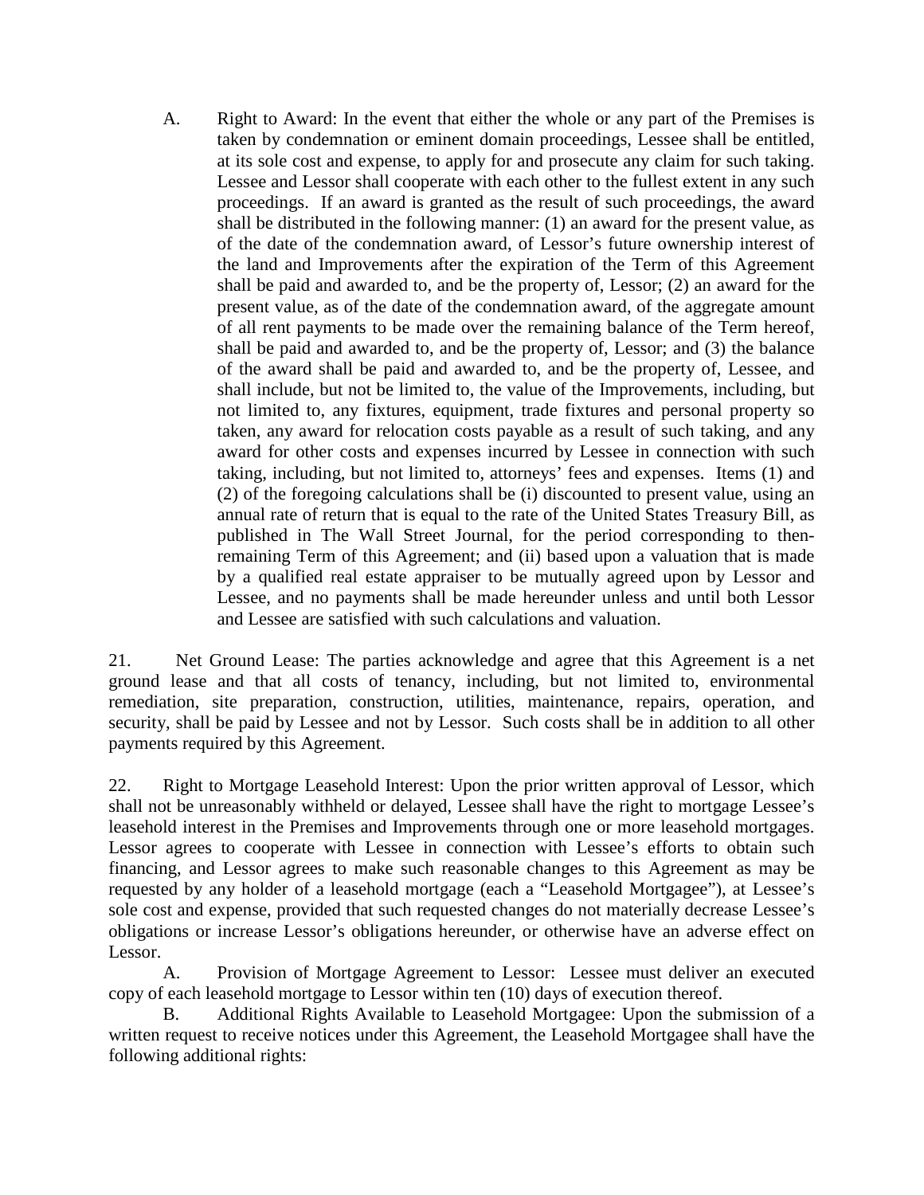A. Right to Award: In the event that either the whole or any part of the Premises is taken by condemnation or eminent domain proceedings, Lessee shall be entitled, at its sole cost and expense, to apply for and prosecute any claim for such taking. Lessee and Lessor shall cooperate with each other to the fullest extent in any such proceedings. If an award is granted as the result of such proceedings, the award shall be distributed in the following manner: (1) an award for the present value, as of the date of the condemnation award, of Lessor's future ownership interest of the land and Improvements after the expiration of the Term of this Agreement shall be paid and awarded to, and be the property of, Lessor; (2) an award for the present value, as of the date of the condemnation award, of the aggregate amount of all rent payments to be made over the remaining balance of the Term hereof, shall be paid and awarded to, and be the property of, Lessor; and (3) the balance of the award shall be paid and awarded to, and be the property of, Lessee, and shall include, but not be limited to, the value of the Improvements, including, but not limited to, any fixtures, equipment, trade fixtures and personal property so taken, any award for relocation costs payable as a result of such taking, and any award for other costs and expenses incurred by Lessee in connection with such taking, including, but not limited to, attorneys' fees and expenses. Items (1) and (2) of the foregoing calculations shall be (i) discounted to present value, using an annual rate of return that is equal to the rate of the United States Treasury Bill, as published in The Wall Street Journal, for the period corresponding to then-remaining Term of this Agreement; and (ii) based upon a valuation that is made by a qualified real estate appraiser to be mutually agreed upon by Lessor and Lessee, and no payments shall be made hereunder unless and until both Lessor and Lessee are satisfied with such calculations and valuation.

21. Net Ground Lease: The parties acknowledge and agree that this Agreement is a net ground lease and that all costs of tenancy, including, but not limited to, environmental remediation, site preparation, construction, utilities, maintenance, repairs, operation, and security, shall be paid by Lessee and not by Lessor. Such costs shall be in addition to all other payments required by this Agreement.

22. Right to Mortgage Leasehold Interest: Upon the prior written approval of Lessor, which shall not be unreasonably withheld or delayed, Lessee shall have the right to mortgage Lessee's leasehold interest in the Premises and Improvements through one or more leasehold mortgages. Lessor agrees to cooperate with Lessee in connection with Lessee's efforts to obtain such financing, and Lessor agrees to make such reasonable changes to this Agreement as may be requested by any holder of a leasehold mortgage (each a "Leasehold Mortgagee"), at Lessee's sole cost and expense, provided that such requested changes do not materially decrease Lessee's obligations or increase Lessor's obligations hereunder, or otherwise have an adverse effect on Lessor.

A. Provision of Mortgage Agreement to Lessor: Lessee must deliver an executed copy of each leasehold mortgage to Lessor within ten (10) days of execution thereof.

B. Additional Rights Available to Leasehold Mortgagee: Upon the submission of a written request to receive notices under this Agreement, the Leasehold Mortgagee shall have the following additional rights: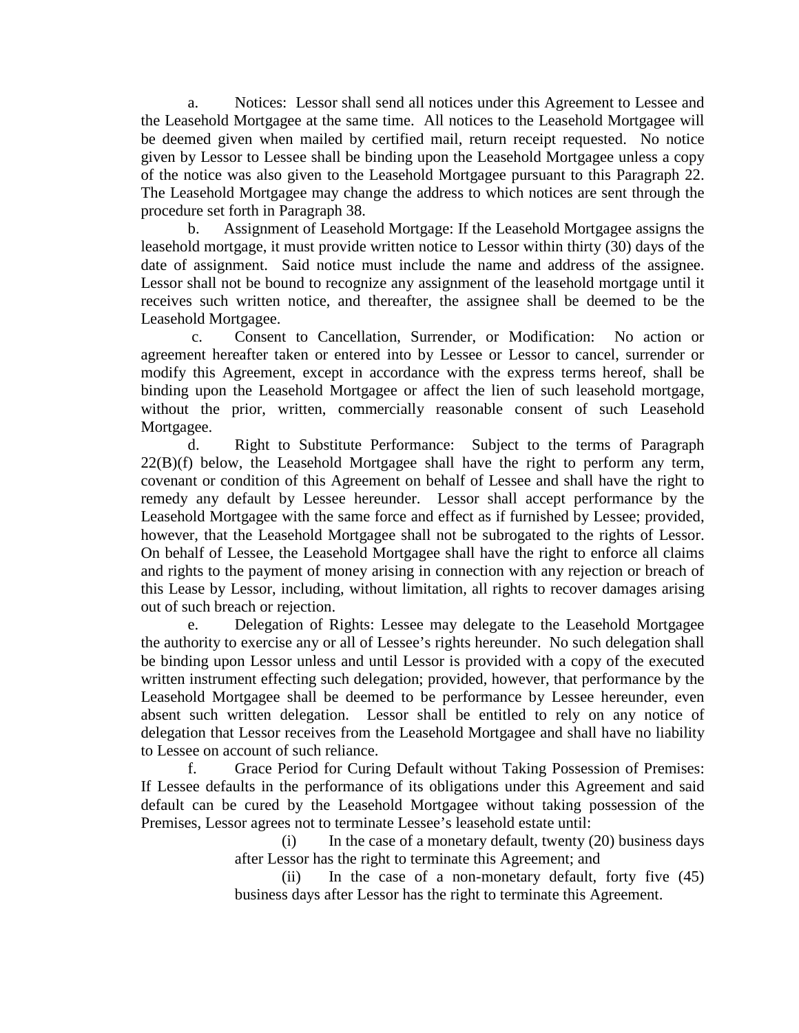a. Notices: Lessor shall send all notices under this Agreement to Lessee and the Leasehold Mortgagee at the same time. All notices to the Leasehold Mortgagee will be deemed given when mailed by certified mail, return receipt requested. No notice given by Lessor to Lessee shall be binding upon the Leasehold Mortgagee unless a copy of the notice was also given to the Leasehold Mortgagee pursuant to this Paragraph 22. The Leasehold Mortgagee may change the address to which notices are sent through the procedure set forth in Paragraph 38.

b. Assignment of Leasehold Mortgage: If the Leasehold Mortgagee assigns the leasehold mortgage, it must provide written notice to Lessor within thirty (30) days of the date of assignment. Said notice must include the name and address of the assignee. Lessor shall not be bound to recognize any assignment of the leasehold mortgage until it receives such written notice, and thereafter, the assignee shall be deemed to be the Leasehold Mortgagee.

c. Consent to Cancellation, Surrender, or Modification: No action or agreement hereafter taken or entered into by Lessee or Lessor to cancel, surrender or modify this Agreement, except in accordance with the express terms hereof, shall be binding upon the Leasehold Mortgagee or affect the lien of such leasehold mortgage, without the prior, written, commercially reasonable consent of such Leasehold Mortgagee.

d. Right to Substitute Performance: Subject to the terms of Paragraph 22(B)(f) below, the Leasehold Mortgagee shall have the right to perform any term, covenant or condition of this Agreement on behalf of Lessee and shall have the right to remedy any default by Lessee hereunder. Lessor shall accept performance by the Leasehold Mortgagee with the same force and effect as if furnished by Lessee; provided, however, that the Leasehold Mortgagee shall not be subrogated to the rights of Lessor. On behalf of Lessee, the Leasehold Mortgagee shall have the right to enforce all claims and rights to the payment of money arising in connection with any rejection or breach of this Lease by Lessor, including, without limitation, all rights to recover damages arising out of such breach or rejection.

e. Delegation of Rights: Lessee may delegate to the Leasehold Mortgagee the authority to exercise any or all of Lessee's rights hereunder. No such delegation shall be binding upon Lessor unless and until Lessor is provided with a copy of the executed written instrument effecting such delegation; provided, however, that performance by the Leasehold Mortgagee shall be deemed to be performance by Lessee hereunder, even absent such written delegation. Lessor shall be entitled to rely on any notice of delegation that Lessor receives from the Leasehold Mortgagee and shall have no liability to Lessee on account of such reliance.

f. Grace Period for Curing Default without Taking Possession of Premises: If Lessee defaults in the performance of its obligations under this Agreement and said default can be cured by the Leasehold Mortgagee without taking possession of the Premises, Lessor agrees not to terminate Lessee's leasehold estate until:

(i) In the case of a monetary default, twenty (20) business days after Lessor has the right to terminate this Agreement; and

(ii) In the case of a non-monetary default, forty five (45) business days after Lessor has the right to terminate this Agreement.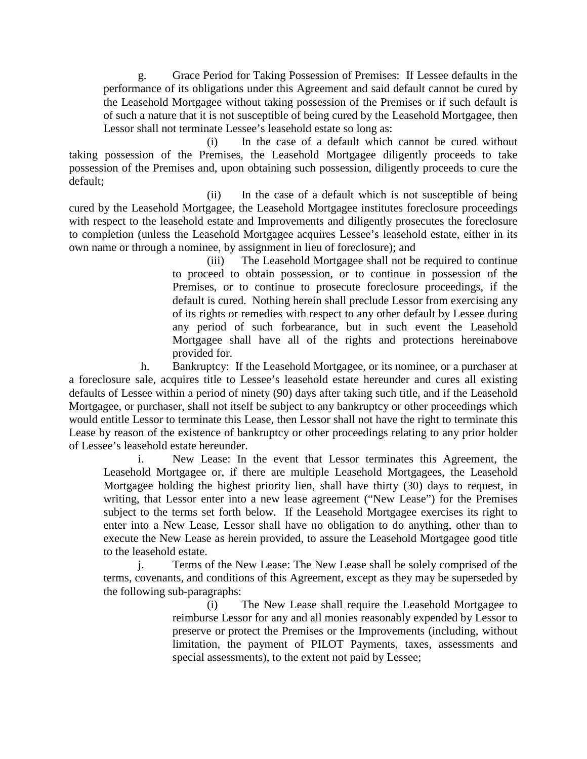g. Grace Period for Taking Possession of Premises: If Lessee defaults in the performance of its obligations under this Agreement and said default cannot be cured by the Leasehold Mortgagee without taking possession of the Premises or if such default is of such a nature that it is not susceptible of being cured by the Leasehold Mortgagee, then Lessor shall not terminate Lessee's leasehold estate so long as:

(i) In the case of a default which cannot be cured without taking possession of the Premises, the Leasehold Mortgagee diligently proceeds to take possession of the Premises and, upon obtaining such possession, diligently proceeds to cure the default;

(ii) In the case of a default which is not susceptible of being cured by the Leasehold Mortgagee, the Leasehold Mortgagee institutes foreclosure proceedings with respect to the leasehold estate and Improvements and diligently prosecutes the foreclosure to completion (unless the Leasehold Mortgagee acquires Lessee's leasehold estate, either in its own name or through a nominee, by assignment in lieu of foreclosure); and

(iii) The Leasehold Mortgagee shall not be required to continue to proceed to obtain possession, or to continue in possession of the Premises, or to continue to prosecute foreclosure proceedings, if the default is cured. Nothing herein shall preclude Lessor from exercising any of its rights or remedies with respect to any other default by Lessee during any period of such forbearance, but in such event the Leasehold Mortgagee shall have all of the rights and protections hereinabove provided for.

h. Bankruptcy: If the Leasehold Mortgagee, or its nominee, or a purchaser at a foreclosure sale, acquires title to Lessee's leasehold estate hereunder and cures all existing defaults of Lessee within a period of ninety (90) days after taking such title, and if the Leasehold Mortgagee, or purchaser, shall not itself be subject to any bankruptcy or other proceedings which would entitle Lessor to terminate this Lease, then Lessor shall not have the right to terminate this Lease by reason of the existence of bankruptcy or other proceedings relating to any prior holder of Lessee's leasehold estate hereunder.

i. New Lease: In the event that Lessor terminates this Agreement, the Leasehold Mortgagee or, if there are multiple Leasehold Mortgagees, the Leasehold Mortgagee holding the highest priority lien, shall have thirty (30) days to request, in writing, that Lessor enter into a new lease agreement ("New Lease") for the Premises subject to the terms set forth below. If the Leasehold Mortgagee exercises its right to enter into a New Lease, Lessor shall have no obligation to do anything, other than to execute the New Lease as herein provided, to assure the Leasehold Mortgagee good title to the leasehold estate.

j. Terms of the New Lease: The New Lease shall be solely comprised of the terms, covenants, and conditions of this Agreement, except as they may be superseded by the following sub-paragraphs:

(i) The New Lease shall require the Leasehold Mortgagee to reimburse Lessor for any and all monies reasonably expended by Lessor to preserve or protect the Premises or the Improvements (including, without limitation, the payment of PILOT Payments, taxes, assessments and special assessments), to the extent not paid by Lessee;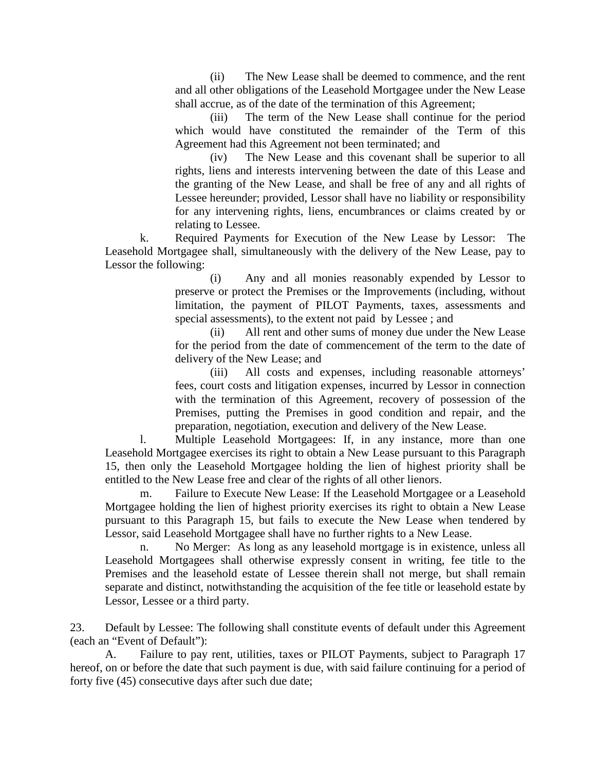(ii) The New Lease shall be deemed to commence, and the rent and all other obligations of the Leasehold Mortgagee under the New Lease shall accrue, as of the date of the termination of this Agreement;

(iii) The term of the New Lease shall continue for the period which would have constituted the remainder of the Term of this Agreement had this Agreement not been terminated; and

(iv) The New Lease and this covenant shall be superior to all rights, liens and interests intervening between the date of this Lease and the granting of the New Lease, and shall be free of any and all rights of Lessee hereunder; provided, Lessor shall have no liability or responsibility for any intervening rights, liens, encumbrances or claims created by or relating to Lessee.

k. Required Payments for Execution of the New Lease by Lessor: The Leasehold Mortgagee shall, simultaneously with the delivery of the New Lease, pay to Lessor the following:

(i) Any and all monies reasonably expended by Lessor to preserve or protect the Premises or the Improvements (including, without limitation, the payment of PILOT Payments, taxes, assessments and special assessments), to the extent not paid by Lessee ; and

(ii) All rent and other sums of money due under the New Lease for the period from the date of commencement of the term to the date of delivery of the New Lease; and

(iii) All costs and expenses, including reasonable attorneys' fees, court costs and litigation expenses, incurred by Lessor in connection with the termination of this Agreement, recovery of possession of the Premises, putting the Premises in good condition and repair, and the preparation, negotiation, execution and delivery of the New Lease.

l. Multiple Leasehold Mortgagees: If, in any instance, more than one Leasehold Mortgagee exercises its right to obtain a New Lease pursuant to this Paragraph 15, then only the Leasehold Mortgagee holding the lien of highest priority shall be entitled to the New Lease free and clear of the rights of all other lienors.

m. Failure to Execute New Lease: If the Leasehold Mortgagee or a Leasehold Mortgagee holding the lien of highest priority exercises its right to obtain a New Lease pursuant to this Paragraph 15, but fails to execute the New Lease when tendered by Lessor, said Leasehold Mortgagee shall have no further rights to a New Lease.

n. No Merger: As long as any leasehold mortgage is in existence, unless all Leasehold Mortgagees shall otherwise expressly consent in writing, fee title to the Premises and the leasehold estate of Lessee therein shall not merge, but shall remain separate and distinct, notwithstanding the acquisition of the fee title or leasehold estate by Lessor, Lessee or a third party.

23. Default by Lessee: The following shall constitute events of default under this Agreement (each an "Event of Default"):

A. Failure to pay rent, utilities, taxes or PILOT Payments, subject to Paragraph 17 hereof, on or before the date that such payment is due, with said failure continuing for a period of forty five (45) consecutive days after such due date;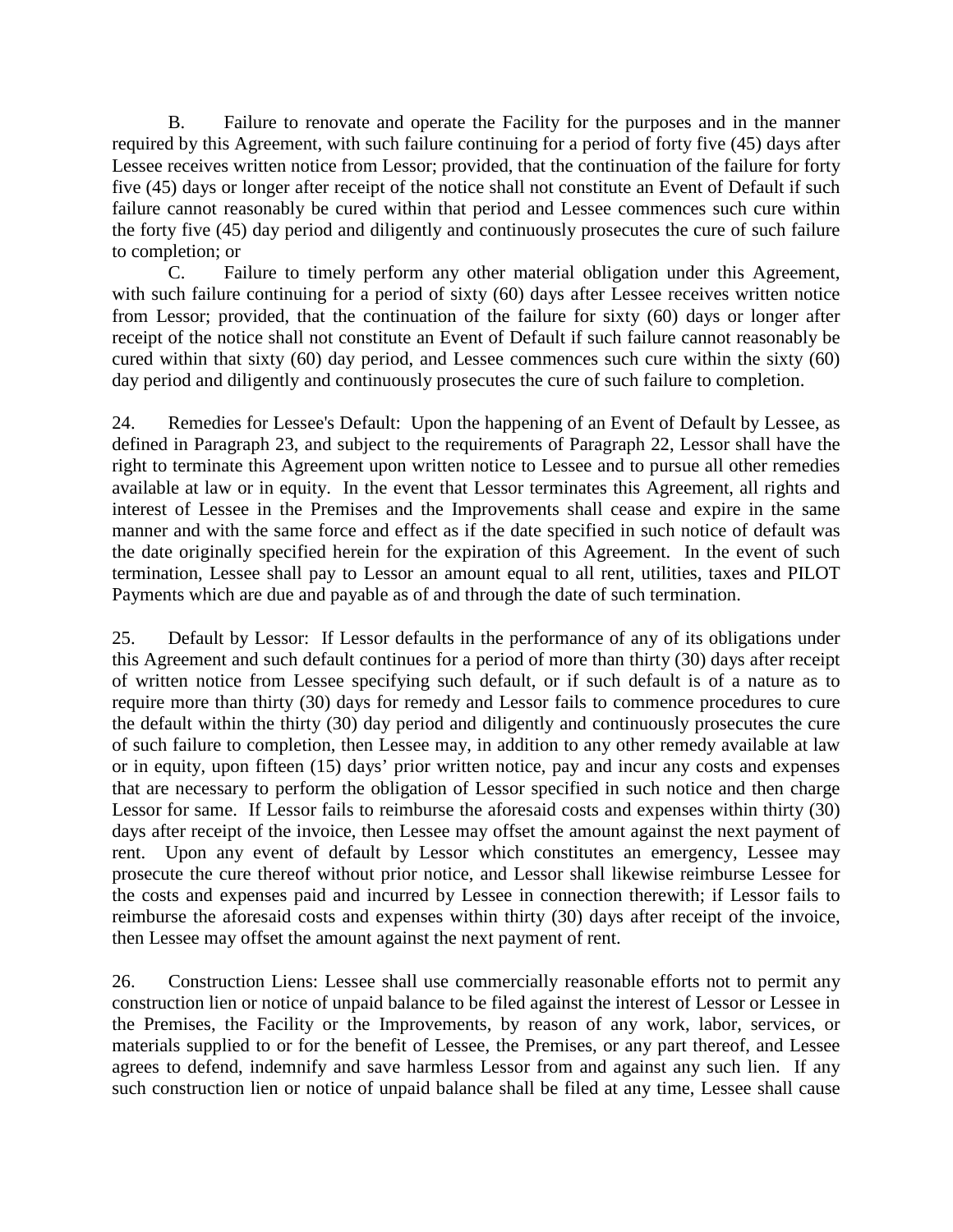B. Failure to renovate and operate the Facility for the purposes and in the manner required by this Agreement, with such failure continuing for a period of forty five (45) days after Lessee receives written notice from Lessor; provided, that the continuation of the failure for forty five (45) days or longer after receipt of the notice shall not constitute an Event of Default if such failure cannot reasonably be cured within that period and Lessee commences such cure within the forty five (45) day period and diligently and continuously prosecutes the cure of such failure to completion; or

C. Failure to timely perform any other material obligation under this Agreement, with such failure continuing for a period of sixty (60) days after Lessee receives written notice from Lessor; provided, that the continuation of the failure for sixty (60) days or longer after receipt of the notice shall not constitute an Event of Default if such failure cannot reasonably be cured within that sixty (60) day period, and Lessee commences such cure within the sixty (60) day period and diligently and continuously prosecutes the cure of such failure to completion.

24. Remedies for Lessee's Default: Upon the happening of an Event of Default by Lessee, as defined in Paragraph 23, and subject to the requirements of Paragraph 22, Lessor shall have the right to terminate this Agreement upon written notice to Lessee and to pursue all other remedies available at law or in equity. In the event that Lessor terminates this Agreement, all rights and interest of Lessee in the Premises and the Improvements shall cease and expire in the same manner and with the same force and effect as if the date specified in such notice of default was the date originally specified herein for the expiration of this Agreement. In the event of such termination, Lessee shall pay to Lessor an amount equal to all rent, utilities, taxes and PILOT Payments which are due and payable as of and through the date of such termination.

25. Default by Lessor: If Lessor defaults in the performance of any of its obligations under this Agreement and such default continues for a period of more than thirty (30) days after receipt of written notice from Lessee specifying such default, or if such default is of a nature as to require more than thirty (30) days for remedy and Lessor fails to commence procedures to cure the default within the thirty (30) day period and diligently and continuously prosecutes the cure of such failure to completion, then Lessee may, in addition to any other remedy available at law or in equity, upon fifteen (15) days' prior written notice, pay and incur any costs and expenses that are necessary to perform the obligation of Lessor specified in such notice and then charge Lessor for same. If Lessor fails to reimburse the aforesaid costs and expenses within thirty (30) days after receipt of the invoice, then Lessee may offset the amount against the next payment of rent. Upon any event of default by Lessor which constitutes an emergency, Lessee may prosecute the cure thereof without prior notice, and Lessor shall likewise reimburse Lessee for the costs and expenses paid and incurred by Lessee in connection therewith; if Lessor fails to reimburse the aforesaid costs and expenses within thirty (30) days after receipt of the invoice, then Lessee may offset the amount against the next payment of rent.

26. Construction Liens: Lessee shall use commercially reasonable efforts not to permit any construction lien or notice of unpaid balance to be filed against the interest of Lessor or Lessee in the Premises, the Facility or the Improvements, by reason of any work, labor, services, or materials supplied to or for the benefit of Lessee, the Premises, or any part thereof, and Lessee agrees to defend, indemnify and save harmless Lessor from and against any such lien. If any such construction lien or notice of unpaid balance shall be filed at any time, Lessee shall cause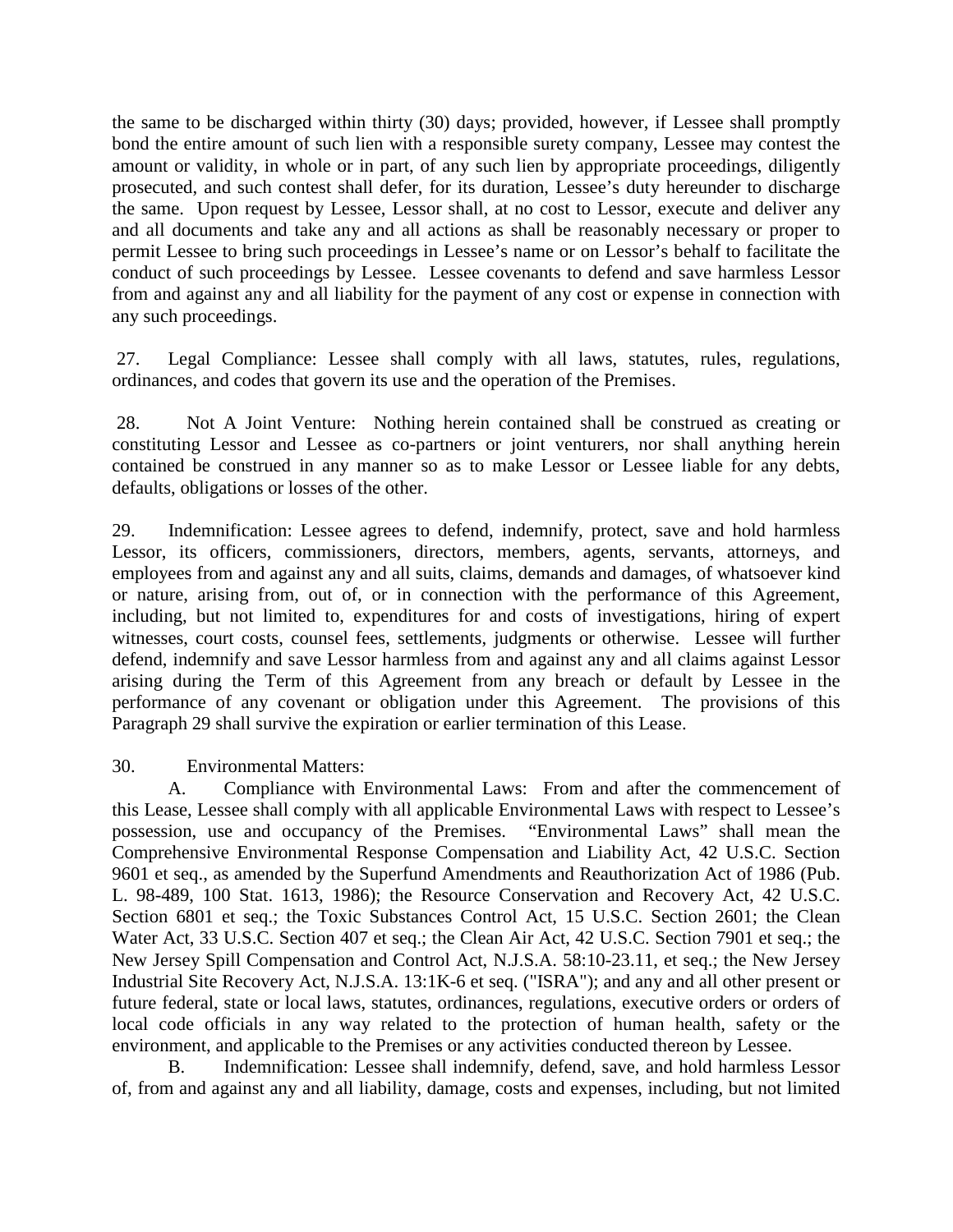the same to be discharged within thirty (30) days; provided, however, if Lessee shall promptly bond the entire amount of such lien with a responsible surety company, Lessee may contest the amount or validity, in whole or in part, of any such lien by appropriate proceedings, diligently prosecuted, and such contest shall defer, for its duration, Lessee's duty hereunder to discharge the same. Upon request by Lessee, Lessor shall, at no cost to Lessor, execute and deliver any and all documents and take any and all actions as shall be reasonably necessary or proper to permit Lessee to bring such proceedings in Lessee's name or on Lessor's behalf to facilitate the conduct of such proceedings by Lessee. Lessee covenants to defend and save harmless Lessor from and against any and all liability for the payment of any cost or expense in connection with any such proceedings.

27. Legal Compliance: Lessee shall comply with all laws, statutes, rules, regulations, ordinances, and codes that govern its use and the operation of the Premises.

28. Not A Joint Venture: Nothing herein contained shall be construed as creating or constituting Lessor and Lessee as co-partners or joint venturers, nor shall anything herein contained be construed in any manner so as to make Lessor or Lessee liable for any debts, defaults, obligations or losses of the other.

29. Indemnification: Lessee agrees to defend, indemnify, protect, save and hold harmless Lessor, its officers, commissioners, directors, members, agents, servants, attorneys, and employees from and against any and all suits, claims, demands and damages, of whatsoever kind or nature, arising from, out of, or in connection with the performance of this Agreement, including, but not limited to, expenditures for and costs of investigations, hiring of expert witnesses, court costs, counsel fees, settlements, judgments or otherwise. Lessee will further defend, indemnify and save Lessor harmless from and against any and all claims against Lessor arising during the Term of this Agreement from any breach or default by Lessee in the performance of any covenant or obligation under this Agreement. The provisions of this Paragraph 29 shall survive the expiration or earlier termination of this Lease.

30. Environmental Matters:

A. Compliance with Environmental Laws: From and after the commencement of this Lease, Lessee shall comply with all applicable Environmental Laws with respect to Lessee's possession, use and occupancy of the Premises. "Environmental Laws" shall mean the Comprehensive Environmental Response Compensation and Liability Act, 42 U.S.C. Section 9601 et seq., as amended by the Superfund Amendments and Reauthorization Act of 1986 (Pub. L. 98-489, 100 Stat. 1613, 1986); the Resource Conservation and Recovery Act, 42 U.S.C. Section 6801 et seq.; the Toxic Substances Control Act, 15 U.S.C. Section 2601; the Clean Water Act, 33 U.S.C. Section 407 et seq.; the Clean Air Act, 42 U.S.C. Section 7901 et seq.; the New Jersey Spill Compensation and Control Act, N.J.S.A. 58:10-23.11, et seq.; the New Jersey Industrial Site Recovery Act, N.J.S.A. 13:1K-6 et seq. ("ISRA"); and any and all other present or future federal, state or local laws, statutes, ordinances, regulations, executive orders or orders of local code officials in any way related to the protection of human health, safety or the environment, and applicable to the Premises or any activities conducted thereon by Lessee.

B. Indemnification: Lessee shall indemnify, defend, save, and hold harmless Lessor of, from and against any and all liability, damage, costs and expenses, including, but not limited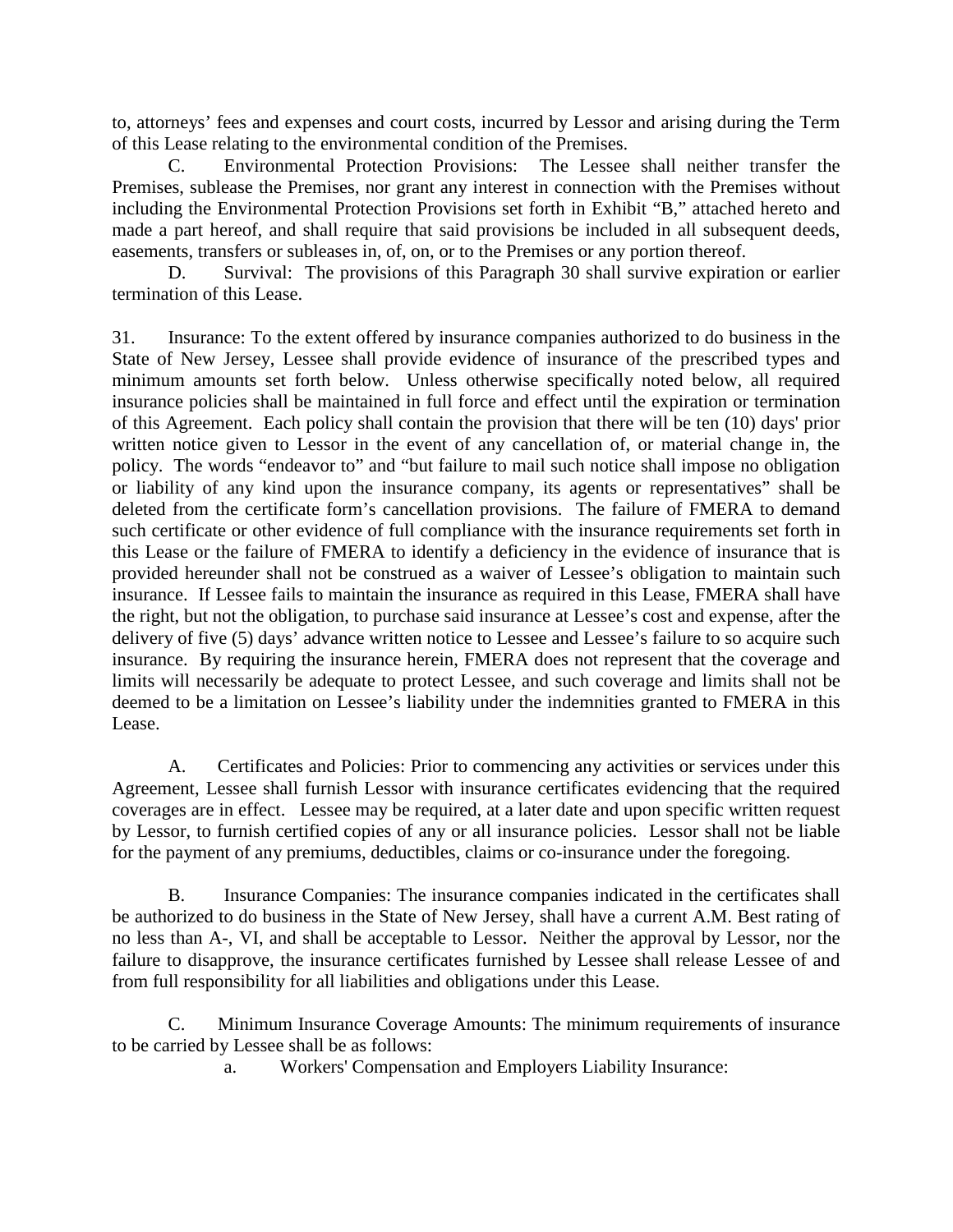to, attorneys' fees and expenses and court costs, incurred by Lessor and arising during the Term of this Lease relating to the environmental condition of the Premises.

C. Environmental Protection Provisions: The Lessee shall neither transfer the Premises, sublease the Premises, nor grant any interest in connection with the Premises without including the Environmental Protection Provisions set forth in Exhibit "B," attached hereto and made a part hereof, and shall require that said provisions be included in all subsequent deeds, easements, transfers or subleases in, of, on, or to the Premises or any portion thereof.

D. Survival: The provisions of this Paragraph 30 shall survive expiration or earlier termination of this Lease.

31. Insurance: To the extent offered by insurance companies authorized to do business in the State of New Jersey, Lessee shall provide evidence of insurance of the prescribed types and minimum amounts set forth below. Unless otherwise specifically noted below, all required insurance policies shall be maintained in full force and effect until the expiration or termination of this Agreement. Each policy shall contain the provision that there will be ten (10) days' prior written notice given to Lessor in the event of any cancellation of, or material change in, the policy. The words "endeavor to" and "but failure to mail such notice shall impose no obligation or liability of any kind upon the insurance company, its agents or representatives" shall be deleted from the certificate form's cancellation provisions. The failure of FMERA to demand such certificate or other evidence of full compliance with the insurance requirements set forth in this Lease or the failure of FMERA to identify a deficiency in the evidence of insurance that is provided hereunder shall not be construed as a waiver of Lessee's obligation to maintain such insurance. If Lessee fails to maintain the insurance as required in this Lease, FMERA shall have the right, but not the obligation, to purchase said insurance at Lessee's cost and expense, after the delivery of five (5) days' advance written notice to Lessee and Lessee's failure to so acquire such insurance. By requiring the insurance herein, FMERA does not represent that the coverage and limits will necessarily be adequate to protect Lessee, and such coverage and limits shall not be deemed to be a limitation on Lessee's liability under the indemnities granted to FMERA in this Lease.

A. Certificates and Policies: Prior to commencing any activities or services under this Agreement, Lessee shall furnish Lessor with insurance certificates evidencing that the required coverages are in effect. Lessee may be required, at a later date and upon specific written request by Lessor, to furnish certified copies of any or all insurance policies. Lessor shall not be liable for the payment of any premiums, deductibles, claims or co-insurance under the foregoing.

B. Insurance Companies: The insurance companies indicated in the certificates shall be authorized to do business in the State of New Jersey, shall have a current A.M. Best rating of no less than A-, VI, and shall be acceptable to Lessor. Neither the approval by Lessor, nor the failure to disapprove, the insurance certificates furnished by Lessee shall release Lessee of and from full responsibility for all liabilities and obligations under this Lease.

C. Minimum Insurance Coverage Amounts: The minimum requirements of insurance to be carried by Lessee shall be as follows:

a. Workers' Compensation and Employers Liability Insurance: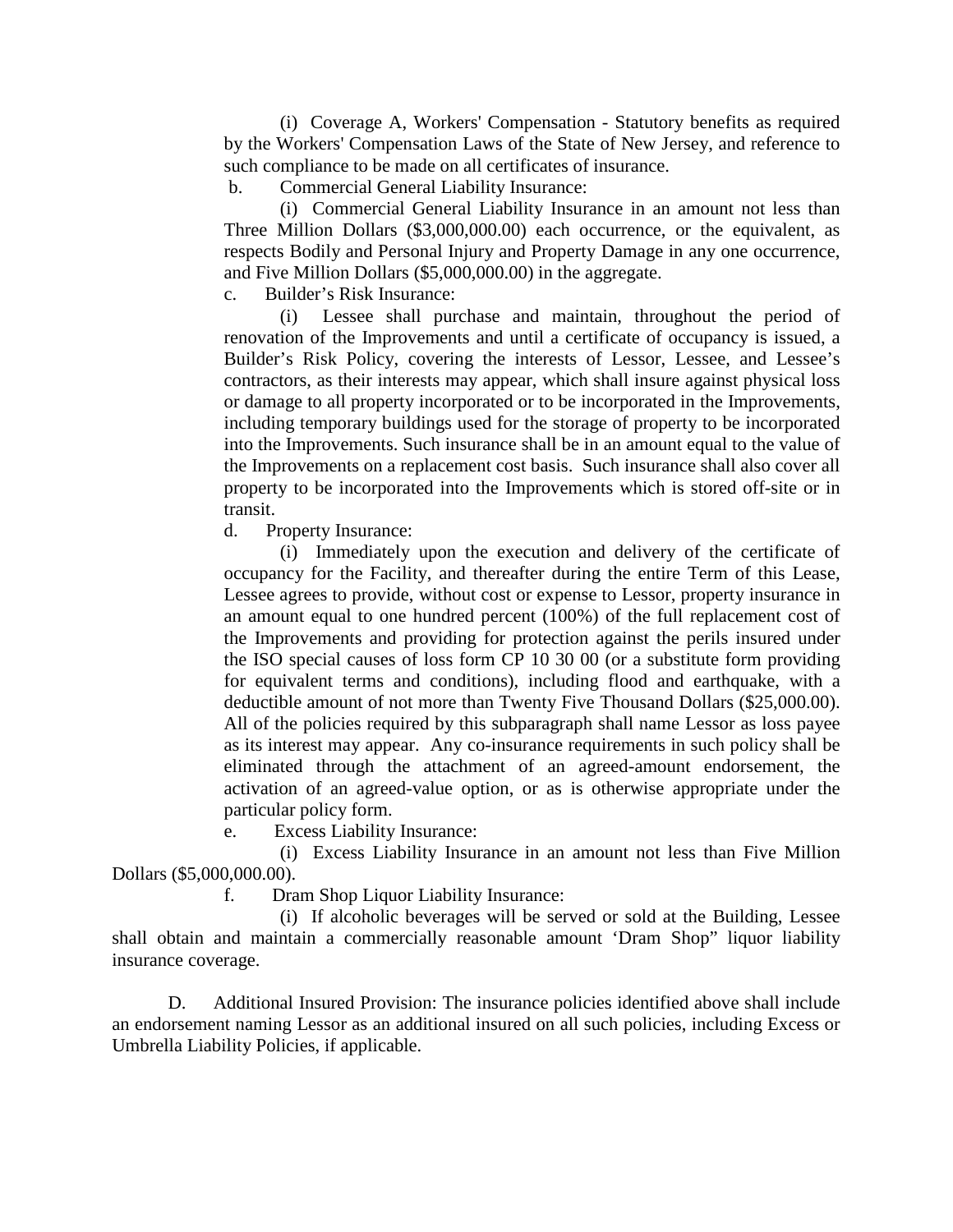(i) Coverage A, Workers' Compensation - Statutory benefits as required by the Workers' Compensation Laws of the State of New Jersey, and reference to such compliance to be made on all certificates of insurance.

b. Commercial General Liability Insurance:

(i) Commercial General Liability Insurance in an amount not less than Three Million Dollars ($3,000,000.00) each occurrence, or the equivalent, as respects Bodily and Personal Injury and Property Damage in any one occurrence, and Five Million Dollars ($5,000,000.00) in the aggregate.

c. Builder's Risk Insurance:

(i) Lessee shall purchase and maintain, throughout the period of renovation of the Improvements and until a certificate of occupancy is issued, a Builder's Risk Policy, covering the interests of Lessor, Lessee, and Lessee's contractors, as their interests may appear, which shall insure against physical loss or damage to all property incorporated or to be incorporated in the Improvements, including temporary buildings used for the storage of property to be incorporated into the Improvements. Such insurance shall be in an amount equal to the value of the Improvements on a replacement cost basis. Such insurance shall also cover all property to be incorporated into the Improvements which is stored off-site or in transit.

d. Property Insurance:

(i) Immediately upon the execution and delivery of the certificate of occupancy for the Facility, and thereafter during the entire Term of this Lease, Lessee agrees to provide, without cost or expense to Lessor, property insurance in an amount equal to one hundred percent (100%) of the full replacement cost of the Improvements and providing for protection against the perils insured under the ISO special causes of loss form CP 10 30 00 (or a substitute form providing for equivalent terms and conditions), including flood and earthquake, with a deductible amount of not more than Twenty Five Thousand Dollars ($25,000.00). All of the policies required by this subparagraph shall name Lessor as loss payee as its interest may appear. Any co-insurance requirements in such policy shall be eliminated through the attachment of an agreed-amount endorsement, the activation of an agreed-value option, or as is otherwise appropriate under the particular policy form.

e. Excess Liability Insurance:

(i) Excess Liability Insurance in an amount not less than Five Million Dollars ($5,000,000.00).

f. Dram Shop Liquor Liability Insurance:

(i) If alcoholic beverages will be served or sold at the Building, Lessee shall obtain and maintain a commercially reasonable amount 'Dram Shop" liquor liability insurance coverage.

D. Additional Insured Provision: The insurance policies identified above shall include an endorsement naming Lessor as an additional insured on all such policies, including Excess or Umbrella Liability Policies, if applicable.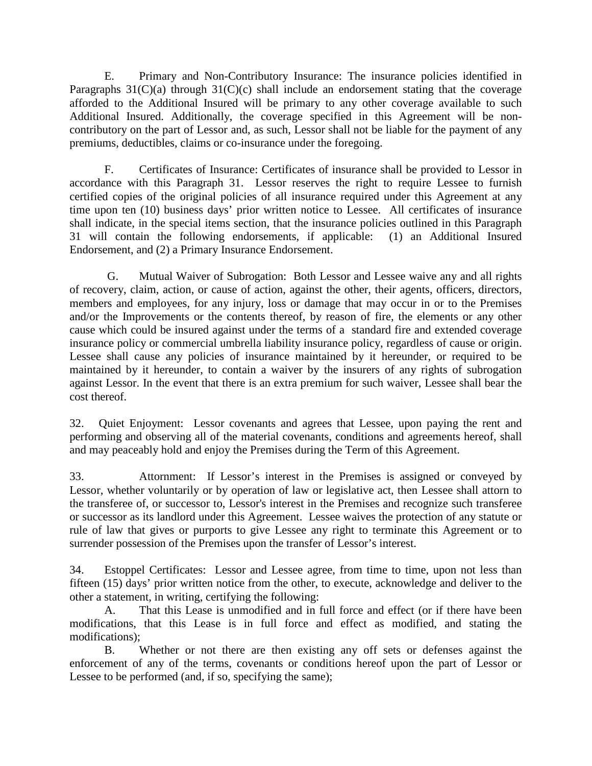E. Primary and Non-Contributory Insurance: The insurance policies identified in Paragraphs 31(C)(a) through 31(C)(c) shall include an endorsement stating that the coverage afforded to the Additional Insured will be primary to any other coverage available to such Additional Insured. Additionally, the coverage specified in this Agreement will be non-contributory on the part of Lessor and, as such, Lessor shall not be liable for the payment of any premiums, deductibles, claims or co-insurance under the foregoing.

F. Certificates of Insurance: Certificates of insurance shall be provided to Lessor in accordance with this Paragraph 31. Lessor reserves the right to require Lessee to furnish certified copies of the original policies of all insurance required under this Agreement at any time upon ten (10) business days' prior written notice to Lessee. All certificates of insurance shall indicate, in the special items section, that the insurance policies outlined in this Paragraph 31 will contain the following endorsements, if applicable: (1) an Additional Insured Endorsement, and (2) a Primary Insurance Endorsement.

G. Mutual Waiver of Subrogation: Both Lessor and Lessee waive any and all rights of recovery, claim, action, or cause of action, against the other, their agents, officers, directors, members and employees, for any injury, loss or damage that may occur in or to the Premises and/or the Improvements or the contents thereof, by reason of fire, the elements or any other cause which could be insured against under the terms of a standard fire and extended coverage insurance policy or commercial umbrella liability insurance policy, regardless of cause or origin. Lessee shall cause any policies of insurance maintained by it hereunder, or required to be maintained by it hereunder, to contain a waiver by the insurers of any rights of subrogation against Lessor. In the event that there is an extra premium for such waiver, Lessee shall bear the cost thereof.

32. Quiet Enjoyment: Lessor covenants and agrees that Lessee, upon paying the rent and performing and observing all of the material covenants, conditions and agreements hereof, shall and may peaceably hold and enjoy the Premises during the Term of this Agreement.

33. Attornment: If Lessor's interest in the Premises is assigned or conveyed by Lessor, whether voluntarily or by operation of law or legislative act, then Lessee shall attorn to the transferee of, or successor to, Lessor's interest in the Premises and recognize such transferee or successor as its landlord under this Agreement. Lessee waives the protection of any statute or rule of law that gives or purports to give Lessee any right to terminate this Agreement or to surrender possession of the Premises upon the transfer of Lessor's interest.

34. Estoppel Certificates: Lessor and Lessee agree, from time to time, upon not less than fifteen (15) days' prior written notice from the other, to execute, acknowledge and deliver to the other a statement, in writing, certifying the following:

A. That this Lease is unmodified and in full force and effect (or if there have been modifications, that this Lease is in full force and effect as modified, and stating the modifications);

B. Whether or not there are then existing any off sets or defenses against the enforcement of any of the terms, covenants or conditions hereof upon the part of Lessor or Lessee to be performed (and, if so, specifying the same);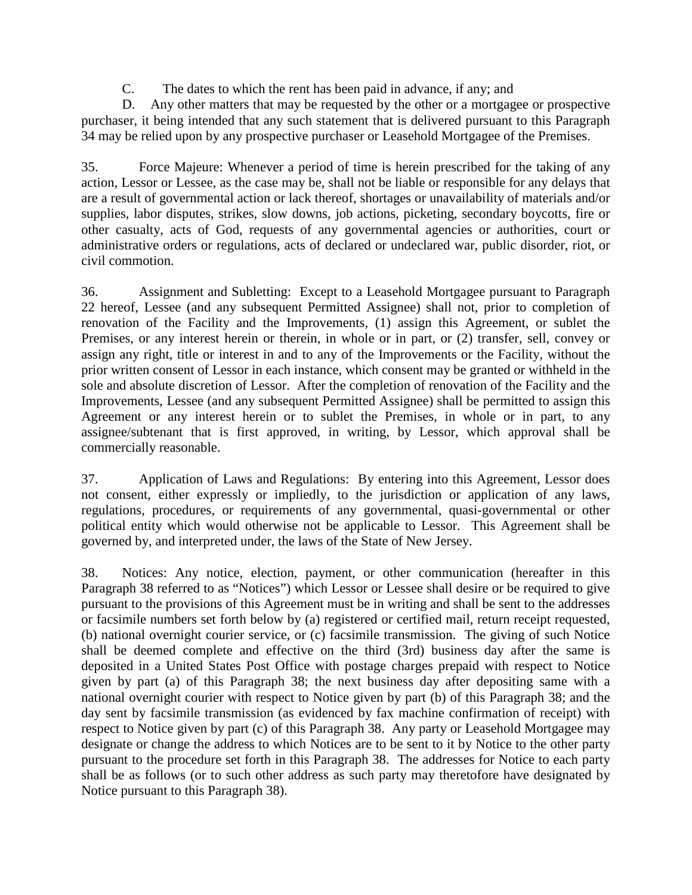C. The dates to which the rent has been paid in advance, if any; and

D. Any other matters that may be requested by the other or a mortgagee or prospective purchaser, it being intended that any such statement that is delivered pursuant to this Paragraph 34 may be relied upon by any prospective purchaser or Leasehold Mortgagee of the Premises.

35. Force Majeure: Whenever a period of time is herein prescribed for the taking of any action, Lessor or Lessee, as the case may be, shall not be liable or responsible for any delays that are a result of governmental action or lack thereof, shortages or unavailability of materials and/or supplies, labor disputes, strikes, slow downs, job actions, picketing, secondary boycotts, fire or other casualty, acts of God, requests of any governmental agencies or authorities, court or administrative orders or regulations, acts of declared or undeclared war, public disorder, riot, or civil commotion.

36. Assignment and Subletting: Except to a Leasehold Mortgagee pursuant to Paragraph 22 hereof, Lessee (and any subsequent Permitted Assignee) shall not, prior to completion of renovation of the Facility and the Improvements, (1) assign this Agreement, or sublet the Premises, or any interest herein or therein, in whole or in part, or (2) transfer, sell, convey or assign any right, title or interest in and to any of the Improvements or the Facility, without the prior written consent of Lessor in each instance, which consent may be granted or withheld in the sole and absolute discretion of Lessor. After the completion of renovation of the Facility and the Improvements, Lessee (and any subsequent Permitted Assignee) shall be permitted to assign this Agreement or any interest herein or to sublet the Premises, in whole or in part, to any assignee/subtenant that is first approved, in writing, by Lessor, which approval shall be commercially reasonable.

37. Application of Laws and Regulations: By entering into this Agreement, Lessor does not consent, either expressly or impliedly, to the jurisdiction or application of any laws, regulations, procedures, or requirements of any governmental, quasi-governmental or other political entity which would otherwise not be applicable to Lessor. This Agreement shall be governed by, and interpreted under, the laws of the State of New Jersey.

38. Notices: Any notice, election, payment, or other communication (hereafter in this Paragraph 38 referred to as "Notices") which Lessor or Lessee shall desire or be required to give pursuant to the provisions of this Agreement must be in writing and shall be sent to the addresses or facsimile numbers set forth below by (a) registered or certified mail, return receipt requested, (b) national overnight courier service, or (c) facsimile transmission. The giving of such Notice shall be deemed complete and effective on the third (3rd) business day after the same is deposited in a United States Post Office with postage charges prepaid with respect to Notice given by part (a) of this Paragraph 38; the next business day after depositing same with a national overnight courier with respect to Notice given by part (b) of this Paragraph 38; and the day sent by facsimile transmission (as evidenced by fax machine confirmation of receipt) with respect to Notice given by part (c) of this Paragraph 38. Any party or Leasehold Mortgagee may designate or change the address to which Notices are to be sent to it by Notice to the other party pursuant to the procedure set forth in this Paragraph 38. The addresses for Notice to each party shall be as follows (or to such other address as such party may theretofore have designated by Notice pursuant to this Paragraph 38).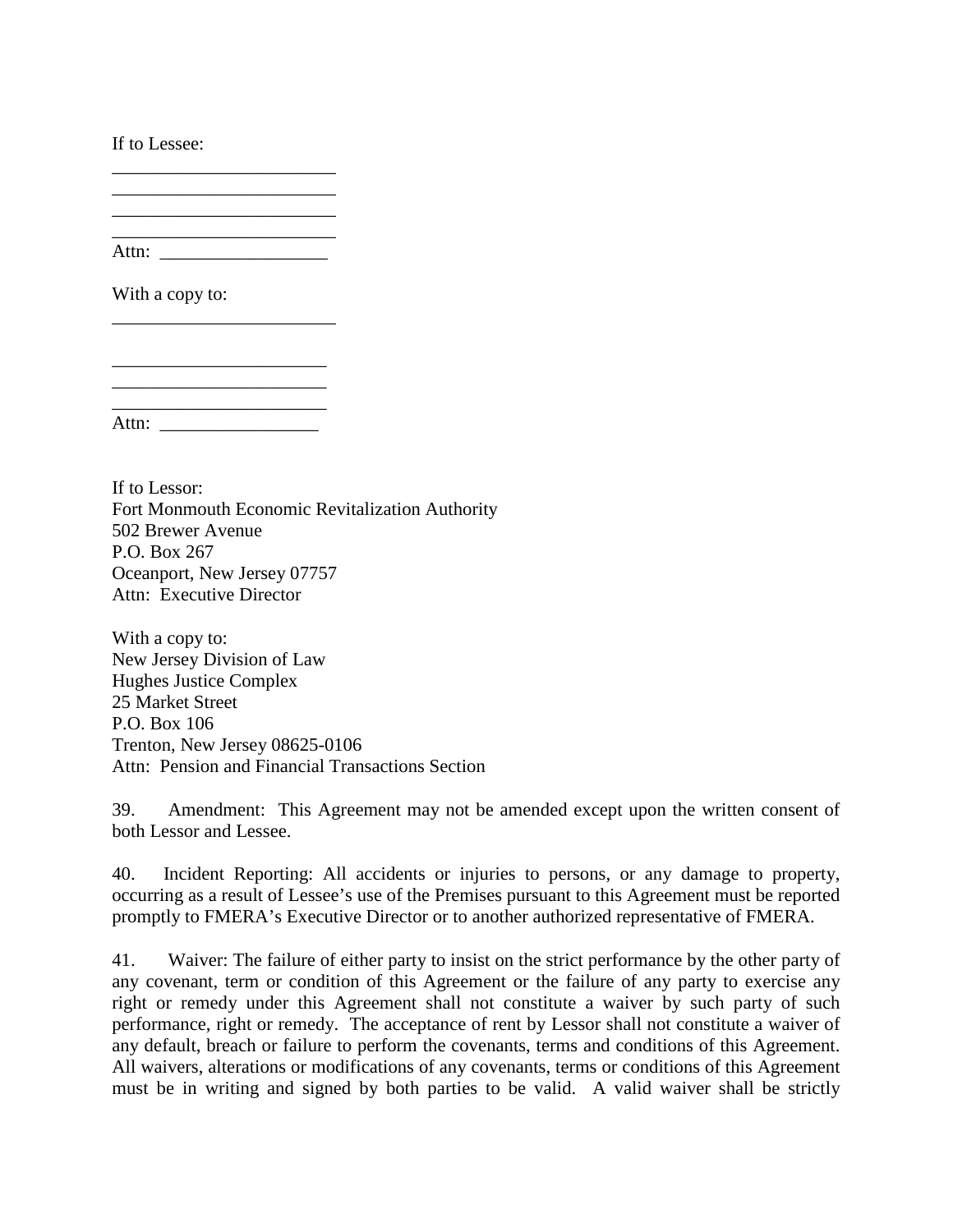If to Lessee:

\_\_\_\_\_\_\_\_\_\_\_\_\_\_\_\_\_\_\_\_\_\_\_\_
\_\_\_\_\_\_\_\_\_\_\_\_\_\_\_\_\_\_\_\_\_\_\_\_
\_\_\_\_\_\_\_\_\_\_\_\_\_\_\_\_\_\_\_\_\_\_\_\_
\_\_\_\_\_\_\_\_\_\_\_\_\_\_\_\_\_\_\_\_\_\_\_\_
Attn: \_\_\_\_\_\_\_\_\_\_\_\_\_\_\_\_\_\_

With a copy to:
\_\_\_\_\_\_\_\_\_\_\_\_\_\_\_\_\_\_\_\_\_\_\_\_

\_\_\_\_\_\_\_\_\_\_\_\_\_\_\_\_\_\_\_\_\_\_\_
\_\_\_\_\_\_\_\_\_\_\_\_\_\_\_\_\_\_\_\_\_\_\_
\_\_\_\_\_\_\_\_\_\_\_\_\_\_\_\_\_\_\_\_\_\_\_
Attn: \_\_\_\_\_\_\_\_\_\_\_\_\_\_\_\_\_

If to Lessor:
Fort Monmouth Economic Revitalization Authority
502 Brewer Avenue
P.O. Box 267
Oceanport, New Jersey 07757
Attn: Executive Director

With a copy to:
New Jersey Division of Law
Hughes Justice Complex
25 Market Street
P.O. Box 106
Trenton, New Jersey 08625-0106
Attn: Pension and Financial Transactions Section

39. Amendment: This Agreement may not be amended except upon the written consent of both Lessor and Lessee.

40. Incident Reporting: All accidents or injuries to persons, or any damage to property, occurring as a result of Lessee's use of the Premises pursuant to this Agreement must be reported promptly to FMERA's Executive Director or to another authorized representative of FMERA.

41. Waiver: The failure of either party to insist on the strict performance by the other party of any covenant, term or condition of this Agreement or the failure of any party to exercise any right or remedy under this Agreement shall not constitute a waiver by such party of such performance, right or remedy. The acceptance of rent by Lessor shall not constitute a waiver of any default, breach or failure to perform the covenants, terms and conditions of this Agreement. All waivers, alterations or modifications of any covenants, terms or conditions of this Agreement must be in writing and signed by both parties to be valid. A valid waiver shall be strictly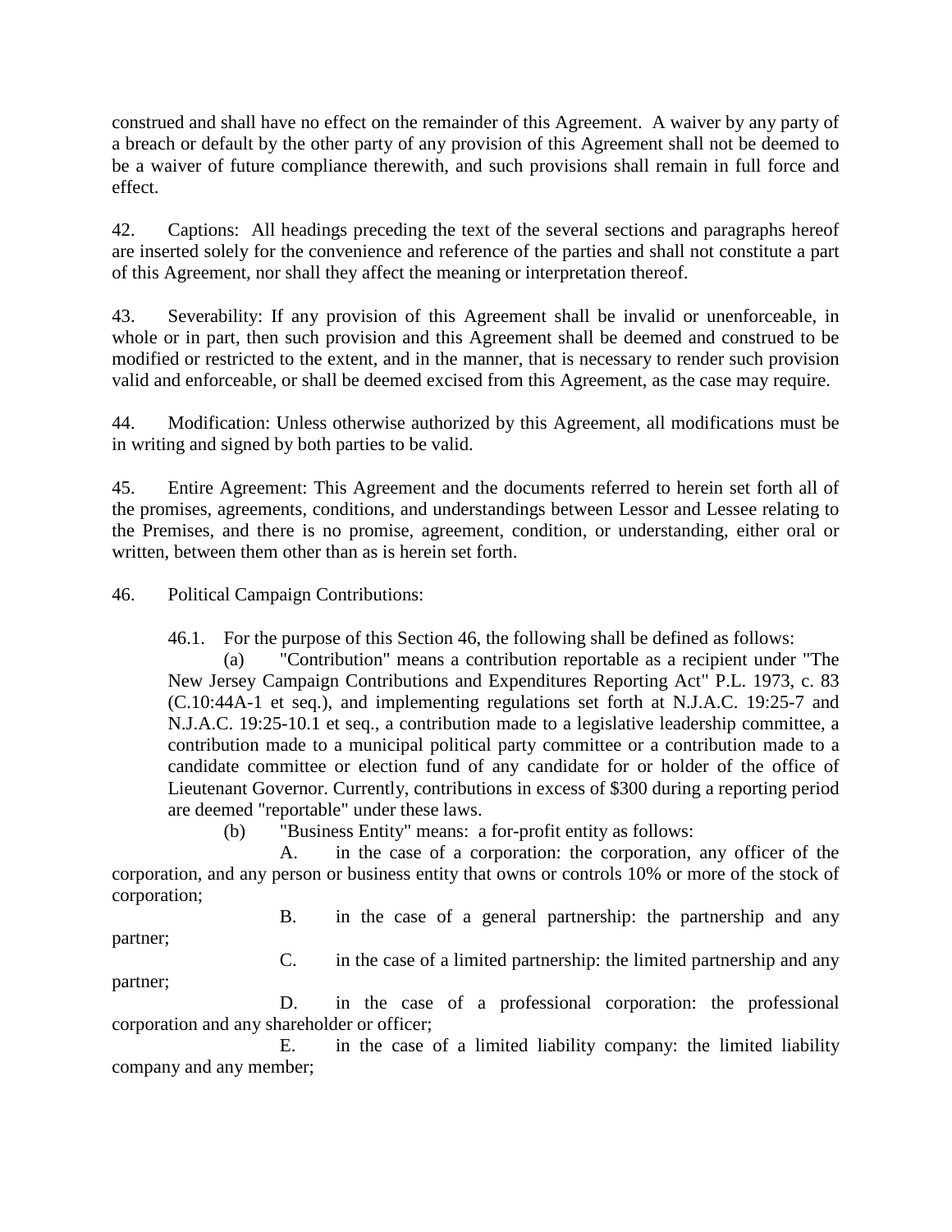construed and shall have no effect on the remainder of this Agreement. A waiver by any party of a breach or default by the other party of any provision of this Agreement shall not be deemed to be a waiver of future compliance therewith, and such provisions shall remain in full force and effect.

42. Captions: All headings preceding the text of the several sections and paragraphs hereof are inserted solely for the convenience and reference of the parties and shall not constitute a part of this Agreement, nor shall they affect the meaning or interpretation thereof.

43. Severability: If any provision of this Agreement shall be invalid or unenforceable, in whole or in part, then such provision and this Agreement shall be deemed and construed to be modified or restricted to the extent, and in the manner, that is necessary to render such provision valid and enforceable, or shall be deemed excised from this Agreement, as the case may require.

44. Modification: Unless otherwise authorized by this Agreement, all modifications must be in writing and signed by both parties to be valid.

45. Entire Agreement: This Agreement and the documents referred to herein set forth all of the promises, agreements, conditions, and understandings between Lessor and Lessee relating to the Premises, and there is no promise, agreement, condition, or understanding, either oral or written, between them other than as is herein set forth.

46. Political Campaign Contributions:

46.1. For the purpose of this Section 46, the following shall be defined as follows:

(a) "Contribution" means a contribution reportable as a recipient under "The New Jersey Campaign Contributions and Expenditures Reporting Act" P.L. 1973, c. 83 (C.10:44A-1 et seq.), and implementing regulations set forth at N.J.A.C. 19:25-7 and N.J.A.C. 19:25-10.1 et seq., a contribution made to a legislative leadership committee, a contribution made to a municipal political party committee or a contribution made to a candidate committee or election fund of any candidate for or holder of the office of Lieutenant Governor. Currently, contributions in excess of $300 during a reporting period are deemed "reportable" under these laws.

(b) "Business Entity" means: a for-profit entity as follows:

A. in the case of a corporation: the corporation, any officer of the corporation, and any person or business entity that owns or controls 10% or more of the stock of corporation;

B. in the case of a general partnership: the partnership and any partner;

C. in the case of a limited partnership: the limited partnership and any partner;

D. in the case of a professional corporation: the professional corporation and any shareholder or officer;

E. in the case of a limited liability company: the limited liability company and any member;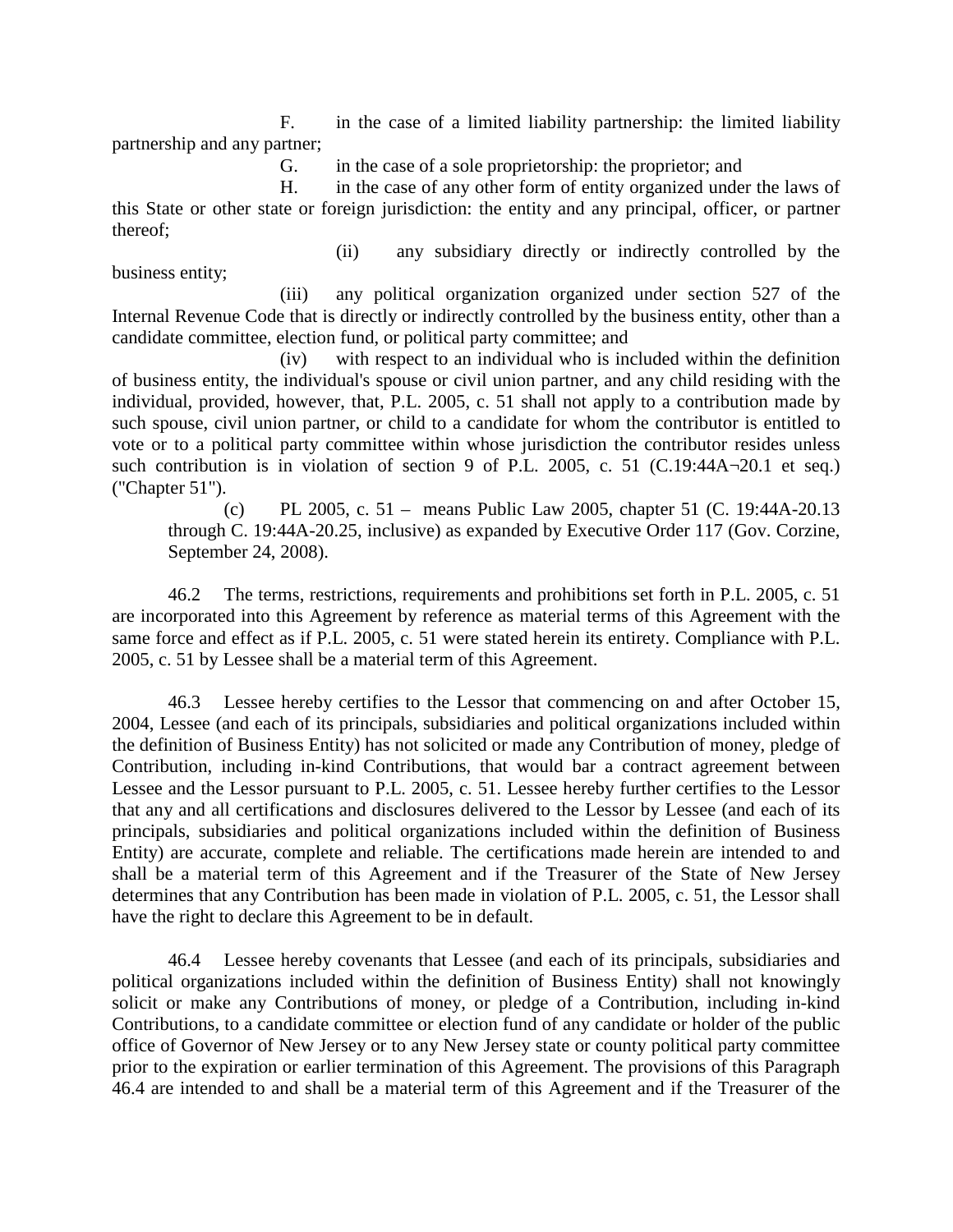F. in the case of a limited liability partnership: the limited liability partnership and any partner;

G. in the case of a sole proprietorship: the proprietor; and

H. in the case of any other form of entity organized under the laws of this State or other state or foreign jurisdiction: the entity and any principal, officer, or partner thereof;

(ii) any subsidiary directly or indirectly controlled by the business entity;

(iii) any political organization organized under section 527 of the Internal Revenue Code that is directly or indirectly controlled by the business entity, other than a candidate committee, election fund, or political party committee; and

(iv) with respect to an individual who is included within the definition of business entity, the individual's spouse or civil union partner, and any child residing with the individual, provided, however, that, P.L. 2005, c. 51 shall not apply to a contribution made by such spouse, civil union partner, or child to a candidate for whom the contributor is entitled to vote or to a political party committee within whose jurisdiction the contributor resides unless such contribution is in violation of section 9 of P.L. 2005, c. 51 (C.19:44A¬20.1 et seq.) ("Chapter 51").

(c) PL 2005, c. 51 – means Public Law 2005, chapter 51 (C. 19:44A-20.13 through C. 19:44A-20.25, inclusive) as expanded by Executive Order 117 (Gov. Corzine, September 24, 2008).

46.2 The terms, restrictions, requirements and prohibitions set forth in P.L. 2005, c. 51 are incorporated into this Agreement by reference as material terms of this Agreement with the same force and effect as if P.L. 2005, c. 51 were stated herein its entirety. Compliance with P.L. 2005, c. 51 by Lessee shall be a material term of this Agreement.

46.3 Lessee hereby certifies to the Lessor that commencing on and after October 15, 2004, Lessee (and each of its principals, subsidiaries and political organizations included within the definition of Business Entity) has not solicited or made any Contribution of money, pledge of Contribution, including in-kind Contributions, that would bar a contract agreement between Lessee and the Lessor pursuant to P.L. 2005, c. 51. Lessee hereby further certifies to the Lessor that any and all certifications and disclosures delivered to the Lessor by Lessee (and each of its principals, subsidiaries and political organizations included within the definition of Business Entity) are accurate, complete and reliable. The certifications made herein are intended to and shall be a material term of this Agreement and if the Treasurer of the State of New Jersey determines that any Contribution has been made in violation of P.L. 2005, c. 51, the Lessor shall have the right to declare this Agreement to be in default.

46.4 Lessee hereby covenants that Lessee (and each of its principals, subsidiaries and political organizations included within the definition of Business Entity) shall not knowingly solicit or make any Contributions of money, or pledge of a Contribution, including in-kind Contributions, to a candidate committee or election fund of any candidate or holder of the public office of Governor of New Jersey or to any New Jersey state or county political party committee prior to the expiration or earlier termination of this Agreement. The provisions of this Paragraph 46.4 are intended to and shall be a material term of this Agreement and if the Treasurer of the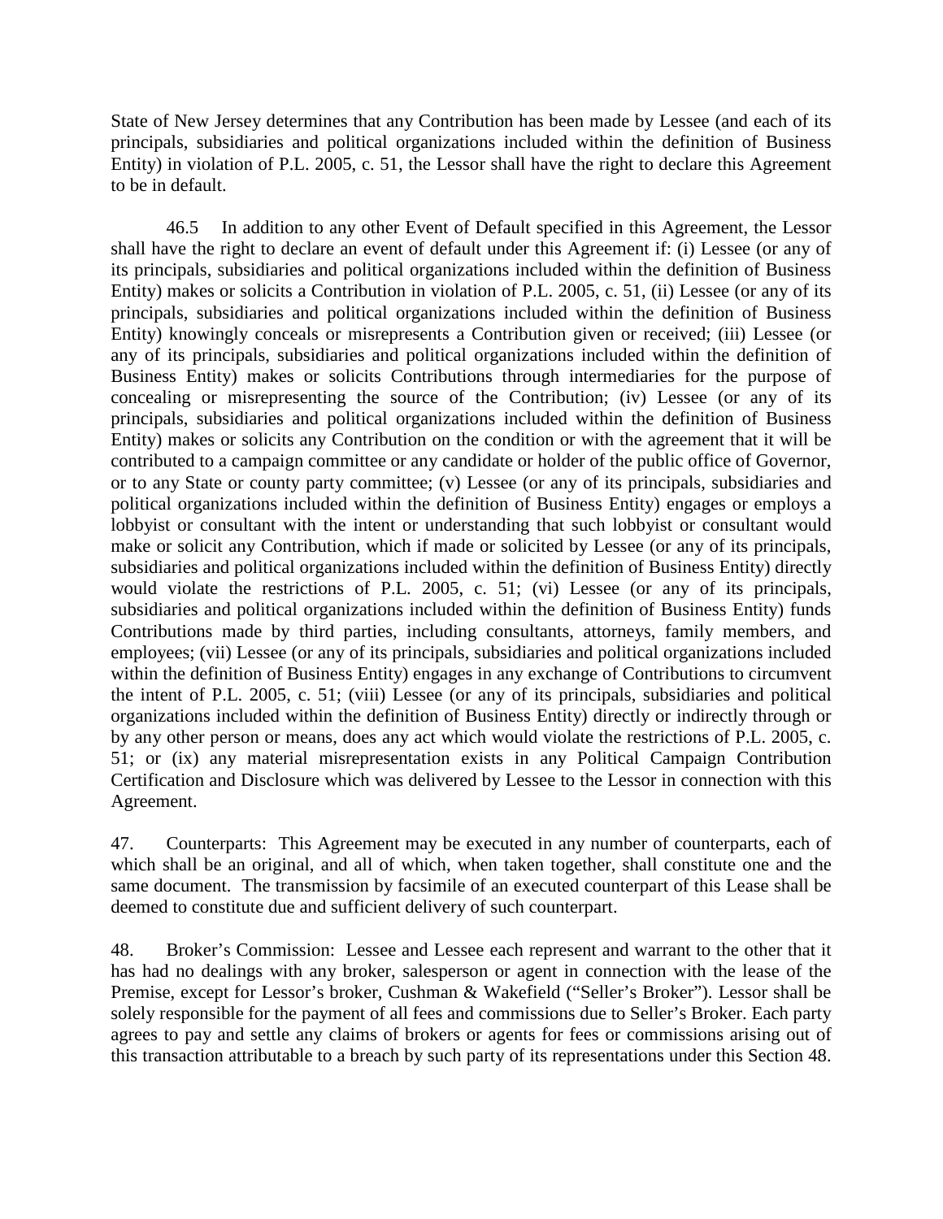State of New Jersey determines that any Contribution has been made by Lessee (and each of its principals, subsidiaries and political organizations included within the definition of Business Entity) in violation of P.L. 2005, c. 51, the Lessor shall have the right to declare this Agreement to be in default.

46.5 In addition to any other Event of Default specified in this Agreement, the Lessor shall have the right to declare an event of default under this Agreement if: (i) Lessee (or any of its principals, subsidiaries and political organizations included within the definition of Business Entity) makes or solicits a Contribution in violation of P.L. 2005, c. 51, (ii) Lessee (or any of its principals, subsidiaries and political organizations included within the definition of Business Entity) knowingly conceals or misrepresents a Contribution given or received; (iii) Lessee (or any of its principals, subsidiaries and political organizations included within the definition of Business Entity) makes or solicits Contributions through intermediaries for the purpose of concealing or misrepresenting the source of the Contribution; (iv) Lessee (or any of its principals, subsidiaries and political organizations included within the definition of Business Entity) makes or solicits any Contribution on the condition or with the agreement that it will be contributed to a campaign committee or any candidate or holder of the public office of Governor, or to any State or county party committee; (v) Lessee (or any of its principals, subsidiaries and political organizations included within the definition of Business Entity) engages or employs a lobbyist or consultant with the intent or understanding that such lobbyist or consultant would make or solicit any Contribution, which if made or solicited by Lessee (or any of its principals, subsidiaries and political organizations included within the definition of Business Entity) directly would violate the restrictions of P.L. 2005, c. 51; (vi) Lessee (or any of its principals, subsidiaries and political organizations included within the definition of Business Entity) funds Contributions made by third parties, including consultants, attorneys, family members, and employees; (vii) Lessee (or any of its principals, subsidiaries and political organizations included within the definition of Business Entity) engages in any exchange of Contributions to circumvent the intent of P.L. 2005, c. 51; (viii) Lessee (or any of its principals, subsidiaries and political organizations included within the definition of Business Entity) directly or indirectly through or by any other person or means, does any act which would violate the restrictions of P.L. 2005, c. 51; or (ix) any material misrepresentation exists in any Political Campaign Contribution Certification and Disclosure which was delivered by Lessee to the Lessor in connection with this Agreement.

47. Counterparts: This Agreement may be executed in any number of counterparts, each of which shall be an original, and all of which, when taken together, shall constitute one and the same document. The transmission by facsimile of an executed counterpart of this Lease shall be deemed to constitute due and sufficient delivery of such counterpart.

48. Broker's Commission: Lessee and Lessee each represent and warrant to the other that it has had no dealings with any broker, salesperson or agent in connection with the lease of the Premise, except for Lessor's broker, Cushman & Wakefield ("Seller's Broker"). Lessor shall be solely responsible for the payment of all fees and commissions due to Seller's Broker. Each party agrees to pay and settle any claims of brokers or agents for fees or commissions arising out of this transaction attributable to a breach by such party of its representations under this Section 48.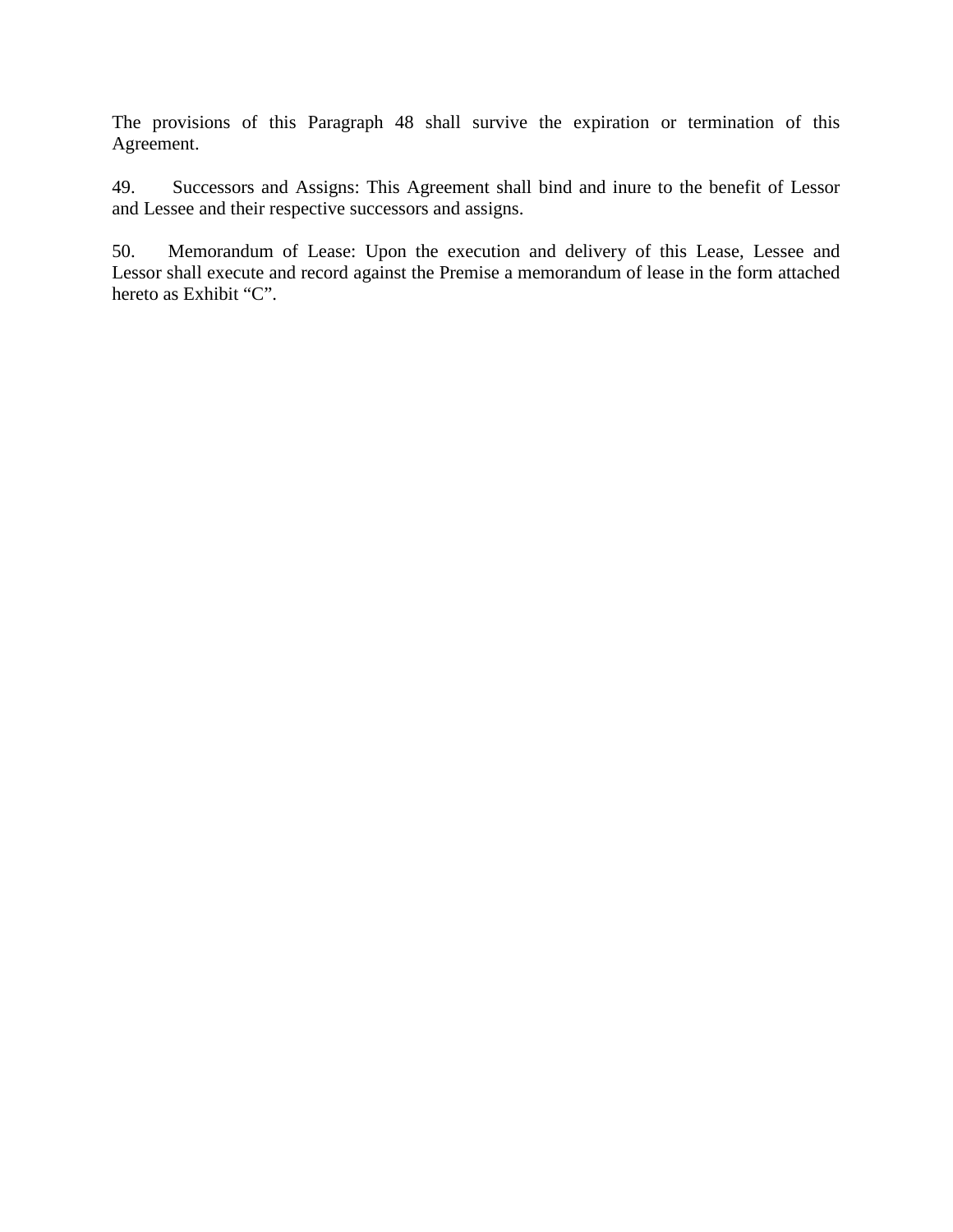The provisions of this Paragraph 48 shall survive the expiration or termination of this Agreement.

49. Successors and Assigns: This Agreement shall bind and inure to the benefit of Lessor and Lessee and their respective successors and assigns.

50. Memorandum of Lease: Upon the execution and delivery of this Lease, Lessee and Lessor shall execute and record against the Premise a memorandum of lease in the form attached hereto as Exhibit “C”.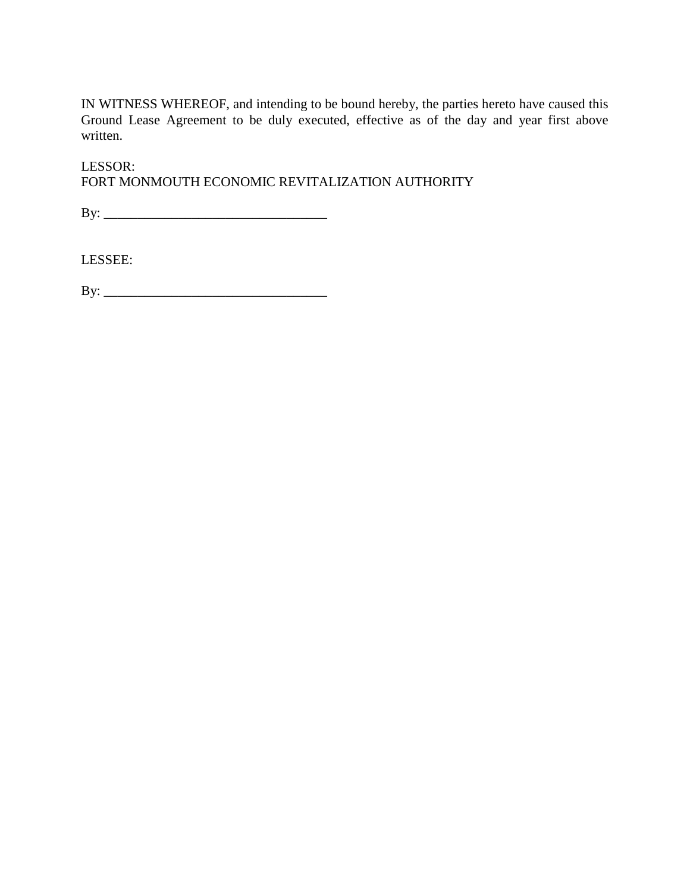IN WITNESS WHEREOF, and intending to be bound hereby, the parties hereto have caused this Ground Lease Agreement to be duly executed, effective as of the day and year first above written.

LESSOR:
FORT MONMOUTH ECONOMIC REVITALIZATION AUTHORITY

By: _________________________________

LESSEE:

By: _________________________________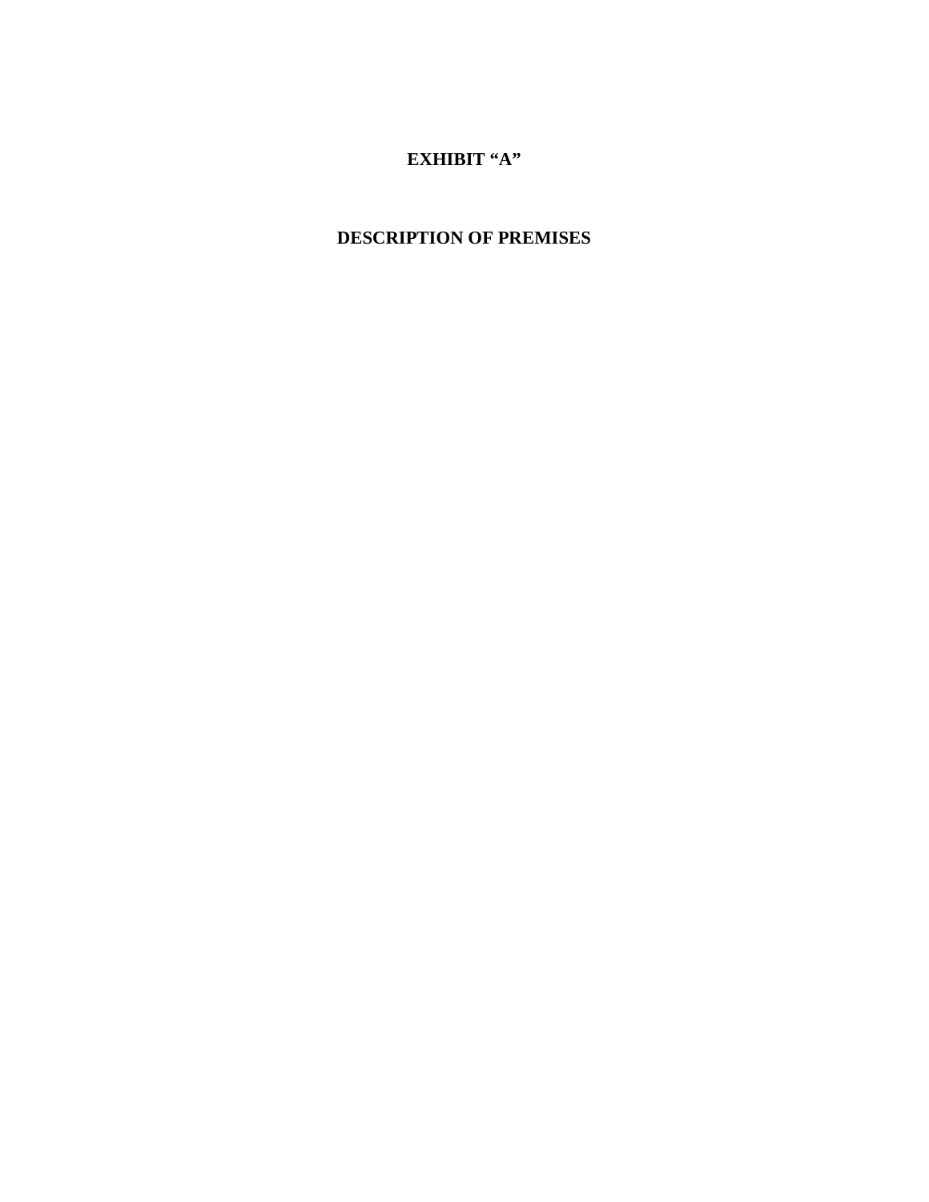# EXHIBIT "A"

## DESCRIPTION OF PREMISES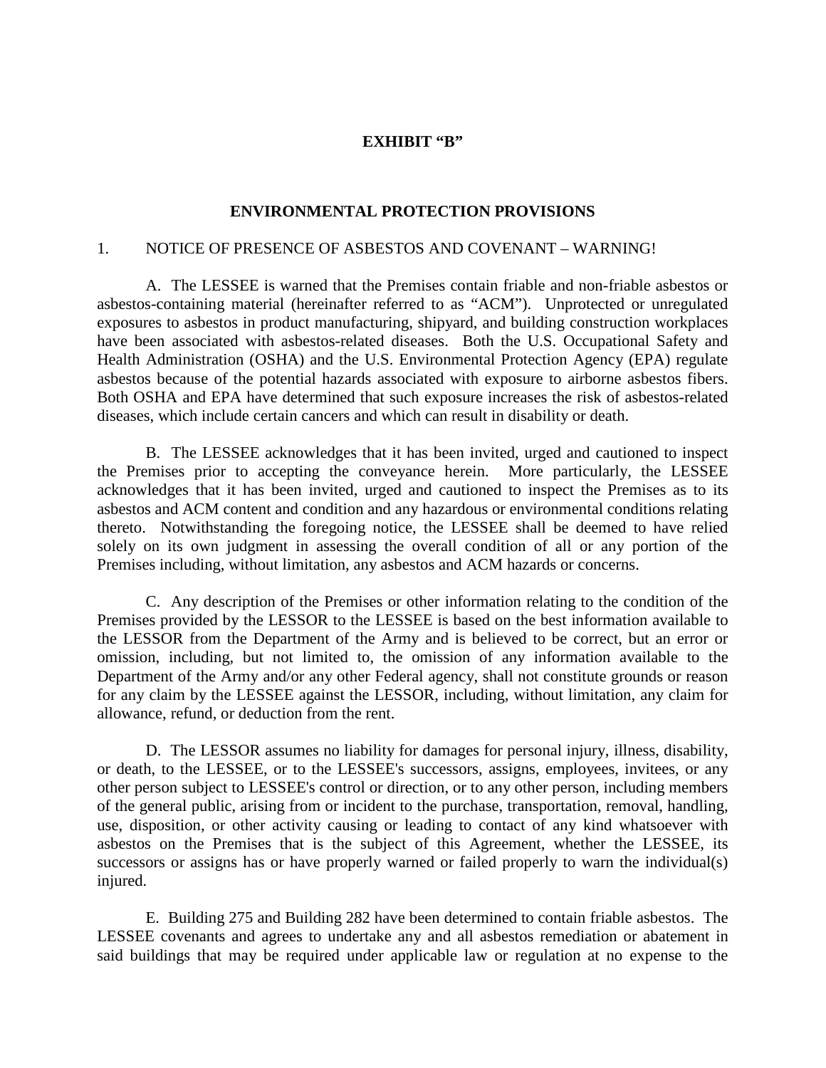# EXHIBIT "B"

## ENVIRONMENTAL PROTECTION PROVISIONS

1. NOTICE OF PRESENCE OF ASBESTOS AND COVENANT – WARNING!

A. The LESSEE is warned that the Premises contain friable and non-friable asbestos or asbestos-containing material (hereinafter referred to as "ACM"). Unprotected or unregulated exposures to asbestos in product manufacturing, shipyard, and building construction workplaces have been associated with asbestos-related diseases. Both the U.S. Occupational Safety and Health Administration (OSHA) and the U.S. Environmental Protection Agency (EPA) regulate asbestos because of the potential hazards associated with exposure to airborne asbestos fibers. Both OSHA and EPA have determined that such exposure increases the risk of asbestos-related diseases, which include certain cancers and which can result in disability or death.

B. The LESSEE acknowledges that it has been invited, urged and cautioned to inspect the Premises prior to accepting the conveyance herein. More particularly, the LESSEE acknowledges that it has been invited, urged and cautioned to inspect the Premises as to its asbestos and ACM content and condition and any hazardous or environmental conditions relating thereto. Notwithstanding the foregoing notice, the LESSEE shall be deemed to have relied solely on its own judgment in assessing the overall condition of all or any portion of the Premises including, without limitation, any asbestos and ACM hazards or concerns.

C. Any description of the Premises or other information relating to the condition of the Premises provided by the LESSOR to the LESSEE is based on the best information available to the LESSOR from the Department of the Army and is believed to be correct, but an error or omission, including, but not limited to, the omission of any information available to the Department of the Army and/or any other Federal agency, shall not constitute grounds or reason for any claim by the LESSEE against the LESSOR, including, without limitation, any claim for allowance, refund, or deduction from the rent.

D. The LESSOR assumes no liability for damages for personal injury, illness, disability, or death, to the LESSEE, or to the LESSEE's successors, assigns, employees, invitees, or any other person subject to LESSEE's control or direction, or to any other person, including members of the general public, arising from or incident to the purchase, transportation, removal, handling, use, disposition, or other activity causing or leading to contact of any kind whatsoever with asbestos on the Premises that is the subject of this Agreement, whether the LESSEE, its successors or assigns has or have properly warned or failed properly to warn the individual(s) injured.

E. Building 275 and Building 282 have been determined to contain friable asbestos. The LESSEE covenants and agrees to undertake any and all asbestos remediation or abatement in said buildings that may be required under applicable law or regulation at no expense to the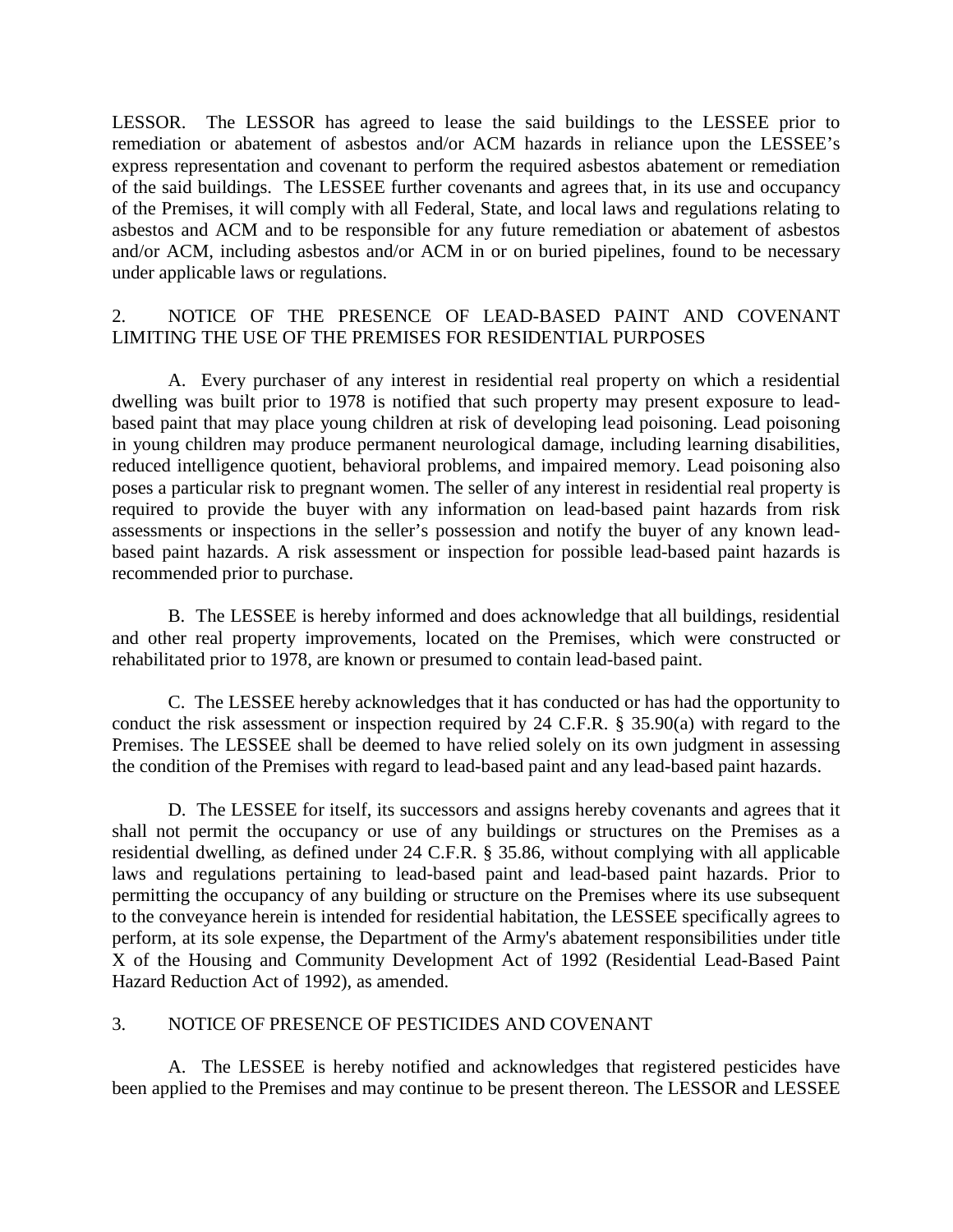LESSOR. The LESSOR has agreed to lease the said buildings to the LESSEE prior to remediation or abatement of asbestos and/or ACM hazards in reliance upon the LESSEE's express representation and covenant to perform the required asbestos abatement or remediation of the said buildings. The LESSEE further covenants and agrees that, in its use and occupancy of the Premises, it will comply with all Federal, State, and local laws and regulations relating to asbestos and ACM and to be responsible for any future remediation or abatement of asbestos and/or ACM, including asbestos and/or ACM in or on buried pipelines, found to be necessary under applicable laws or regulations.

## 2. NOTICE OF THE PRESENCE OF LEAD-BASED PAINT AND COVENANT LIMITING THE USE OF THE PREMISES FOR RESIDENTIAL PURPOSES

A. Every purchaser of any interest in residential real property on which a residential dwelling was built prior to 1978 is notified that such property may present exposure to lead-based paint that may place young children at risk of developing lead poisoning. Lead poisoning in young children may produce permanent neurological damage, including learning disabilities, reduced intelligence quotient, behavioral problems, and impaired memory. Lead poisoning also poses a particular risk to pregnant women. The seller of any interest in residential real property is required to provide the buyer with any information on lead-based paint hazards from risk assessments or inspections in the seller's possession and notify the buyer of any known lead-based paint hazards. A risk assessment or inspection for possible lead-based paint hazards is recommended prior to purchase.

B. The LESSEE is hereby informed and does acknowledge that all buildings, residential and other real property improvements, located on the Premises, which were constructed or rehabilitated prior to 1978, are known or presumed to contain lead-based paint.

C. The LESSEE hereby acknowledges that it has conducted or has had the opportunity to conduct the risk assessment or inspection required by 24 C.F.R. § 35.90(a) with regard to the Premises. The LESSEE shall be deemed to have relied solely on its own judgment in assessing the condition of the Premises with regard to lead-based paint and any lead-based paint hazards.

D. The LESSEE for itself, its successors and assigns hereby covenants and agrees that it shall not permit the occupancy or use of any buildings or structures on the Premises as a residential dwelling, as defined under 24 C.F.R. § 35.86, without complying with all applicable laws and regulations pertaining to lead-based paint and lead-based paint hazards. Prior to permitting the occupancy of any building or structure on the Premises where its use subsequent to the conveyance herein is intended for residential habitation, the LESSEE specifically agrees to perform, at its sole expense, the Department of the Army's abatement responsibilities under title X of the Housing and Community Development Act of 1992 (Residential Lead-Based Paint Hazard Reduction Act of 1992), as amended.

## 3. NOTICE OF PRESENCE OF PESTICIDES AND COVENANT

A. The LESSEE is hereby notified and acknowledges that registered pesticides have been applied to the Premises and may continue to be present thereon. The LESSOR and LESSEE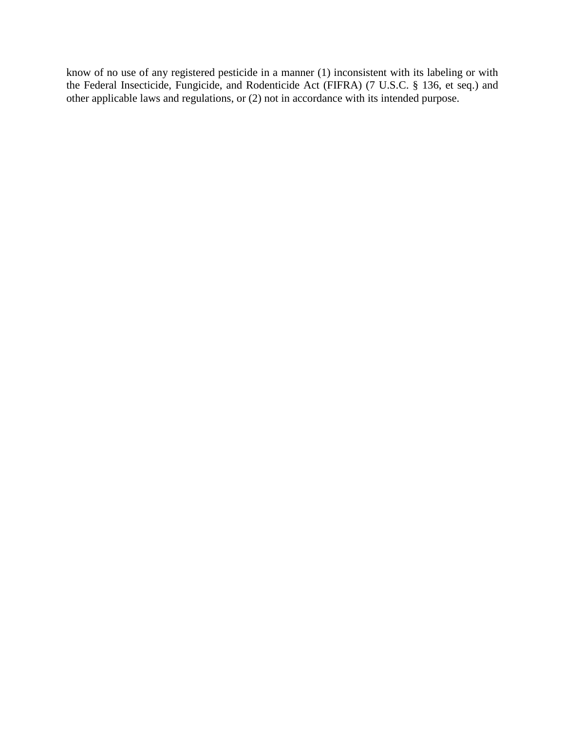know of no use of any registered pesticide in a manner (1) inconsistent with its labeling or with the Federal Insecticide, Fungicide, and Rodenticide Act (FIFRA) (7 U.S.C. § 136, et seq.) and other applicable laws and regulations, or (2) not in accordance with its intended purpose.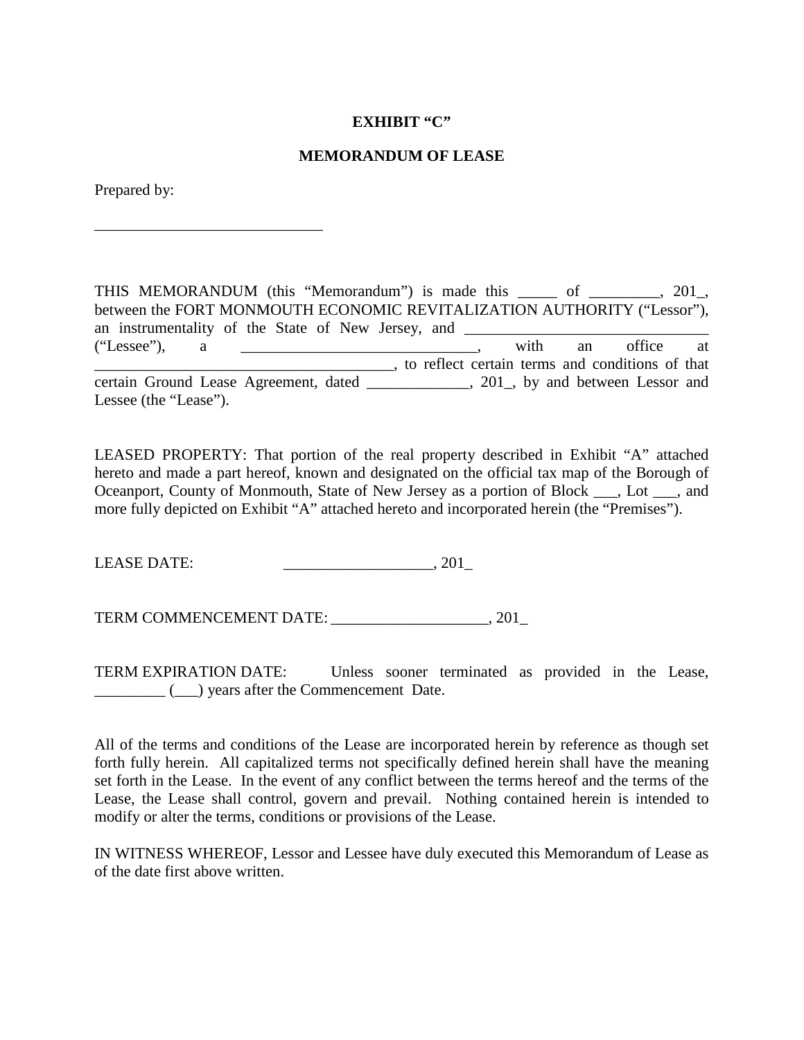**EXHIBIT "C"**

**MEMORANDUM OF LEASE**

Prepared by:

______________________________

THIS MEMORANDUM (this "Memorandum") is made this _____ of _________, 201_, between the FORT MONMOUTH ECONOMIC REVITALIZATION AUTHORITY ("Lessor"), an instrumentality of the State of New Jersey, and _______________________________ ("Lessee"), a ______________________________, with an office at _______________________________________, to reflect certain terms and conditions of that certain Ground Lease Agreement, dated _____________, 201_, by and between Lessor and Lessee (the "Lease").

LEASED PROPERTY: That portion of the real property described in Exhibit "A" attached hereto and made a part hereof, known and designated on the official tax map of the Borough of Oceanport, County of Monmouth, State of New Jersey as a portion of Block ___, Lot ___, and more fully depicted on Exhibit "A" attached hereto and incorporated herein (the "Premises").

LEASE DATE: ___________________, 201_

TERM COMMENCEMENT DATE: ____________________, 201_

TERM EXPIRATION DATE: Unless sooner terminated as provided in the Lease, _________ (___) years after the Commencement Date.

All of the terms and conditions of the Lease are incorporated herein by reference as though set forth fully herein. All capitalized terms not specifically defined herein shall have the meaning set forth in the Lease. In the event of any conflict between the terms hereof and the terms of the Lease, the Lease shall control, govern and prevail. Nothing contained herein is intended to modify or alter the terms, conditions or provisions of the Lease.

IN WITNESS WHEREOF, Lessor and Lessee have duly executed this Memorandum of Lease as of the date first above written.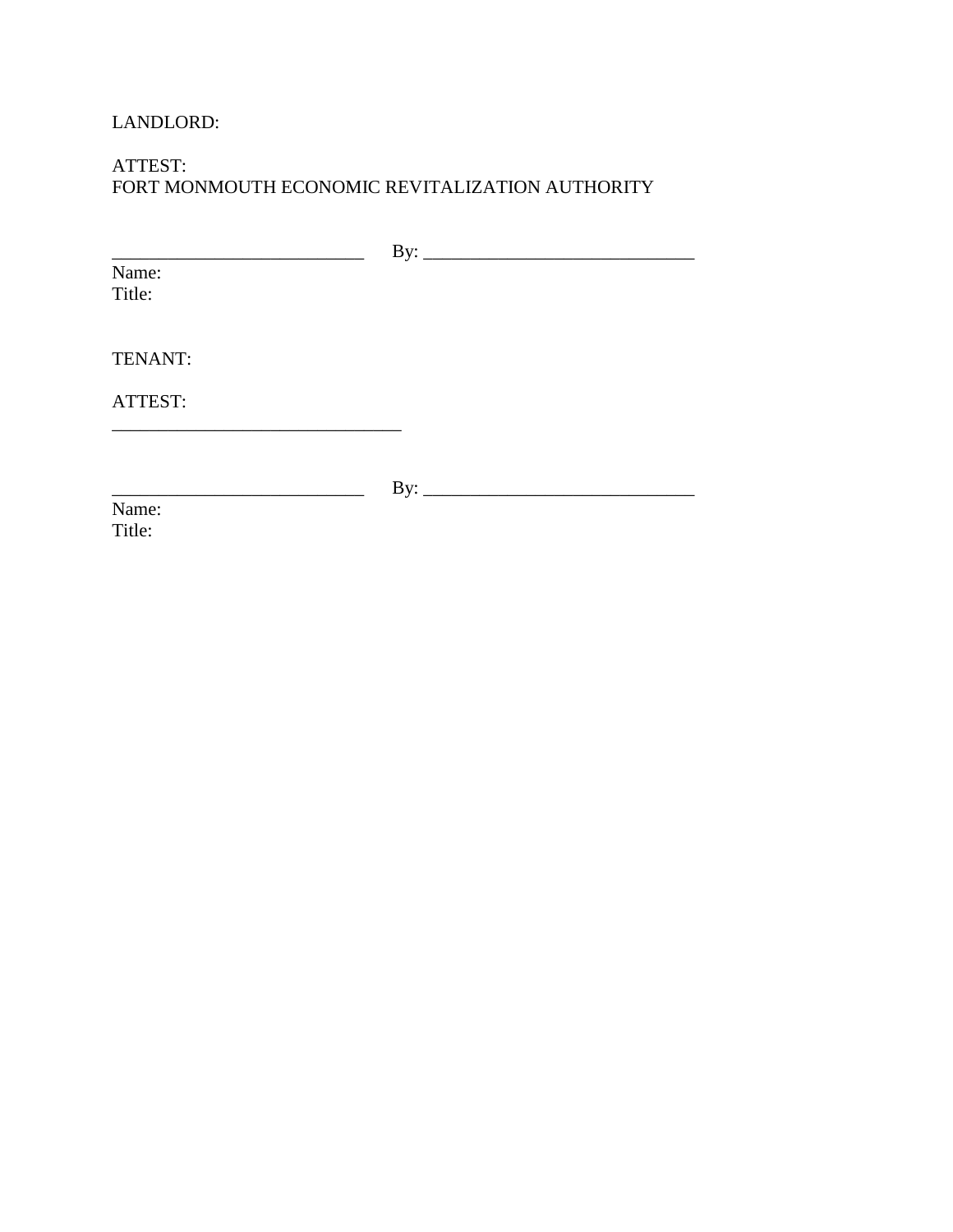LANDLORD:

ATTEST:
FORT MONMOUTH ECONOMIC REVITALIZATION AUTHORITY

___________________________ By: _____________________________
Name:
Title:

TENANT:

ATTEST:
_______________________________

___________________________ By: _____________________________
Name:
Title: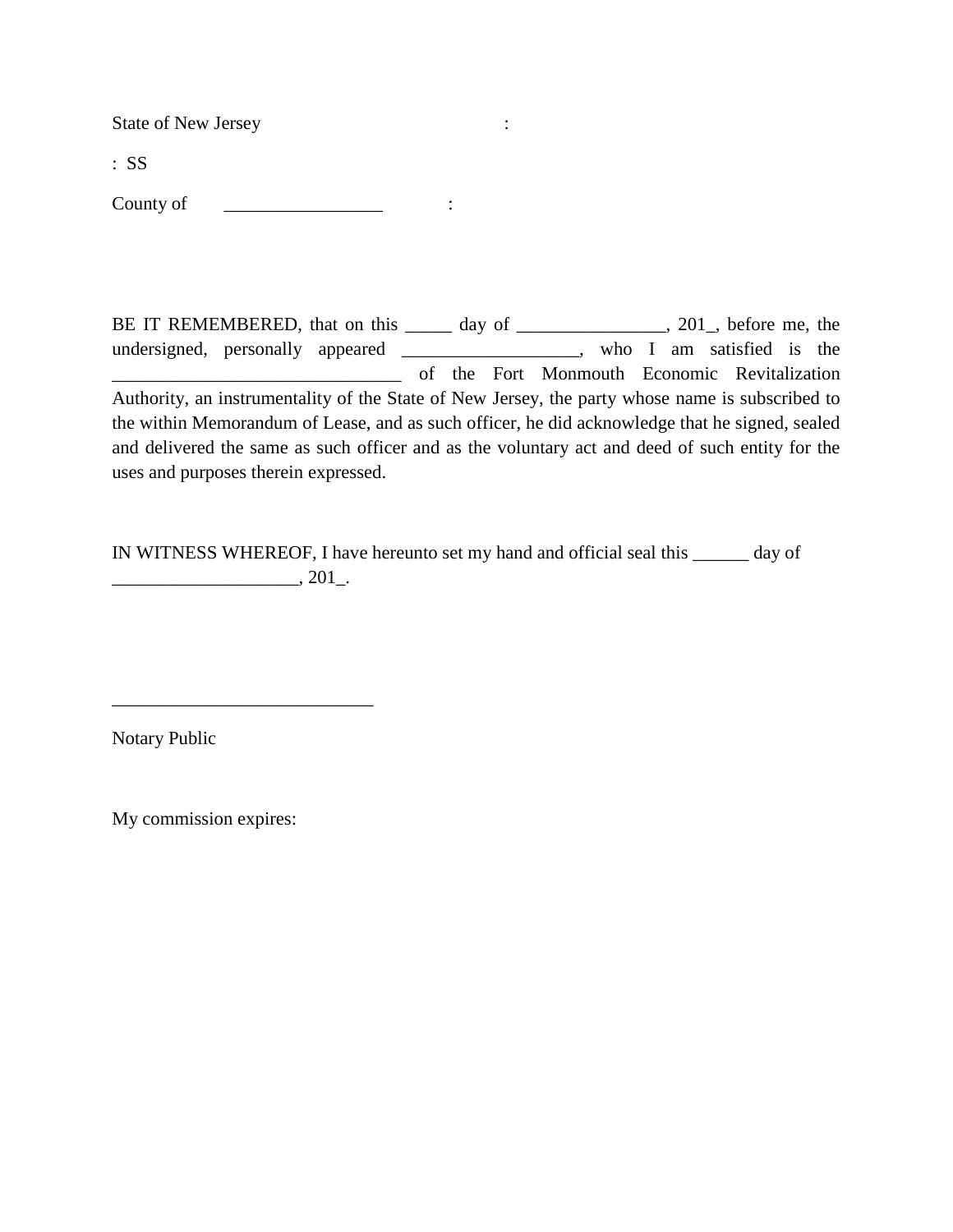State of New Jersey :

: SS

County of _________________ :

BE IT REMEMBERED, that on this _____ day of ________________, 201_, before me, the undersigned, personally appeared ___________________, who I am satisfied is the _______________________________ of the Fort Monmouth Economic Revitalization Authority, an instrumentality of the State of New Jersey, the party whose name is subscribed to the within Memorandum of Lease, and as such officer, he did acknowledge that he signed, sealed and delivered the same as such officer and as the voluntary act and deed of such entity for the uses and purposes therein expressed.

IN WITNESS WHEREOF, I have hereunto set my hand and official seal this ______ day of ____________________, 201_.

____________________________

Notary Public

My commission expires: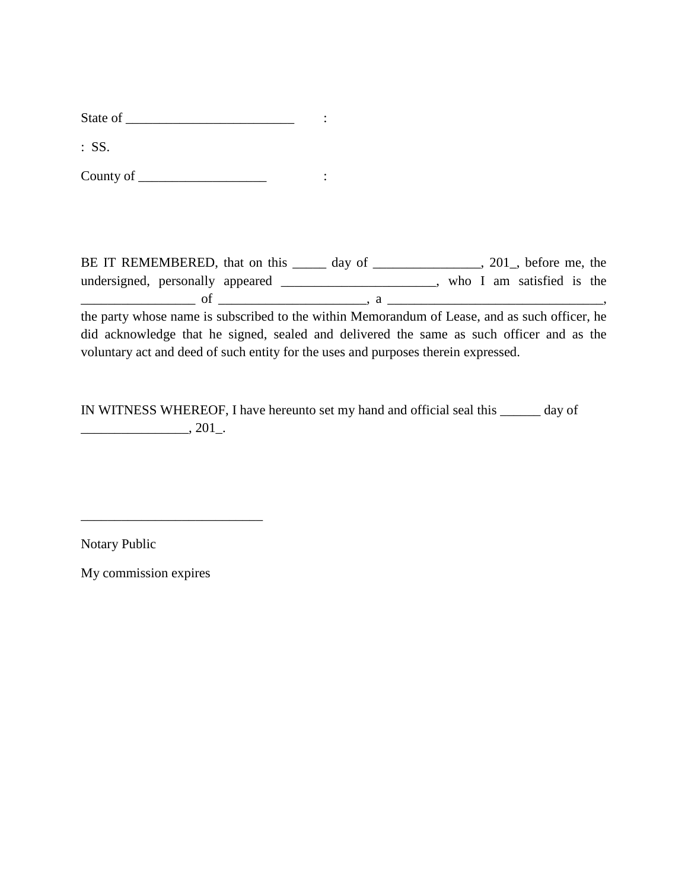State of _________________________ :

: SS.

County of ___________________ :

BE IT REMEMBERED, that on this _____ day of ________________, 201_, before me, the undersigned, personally appeared _______________________, who I am satisfied is the _________________ of ______________________, a ________________________________, the party whose name is subscribed to the within Memorandum of Lease, and as such officer, he did acknowledge that he signed, sealed and delivered the same as such officer and as the voluntary act and deed of such entity for the uses and purposes therein expressed.

IN WITNESS WHEREOF, I have hereunto set my hand and official seal this ______ day of ________________, 201_.

___________________________

Notary Public

My commission expires